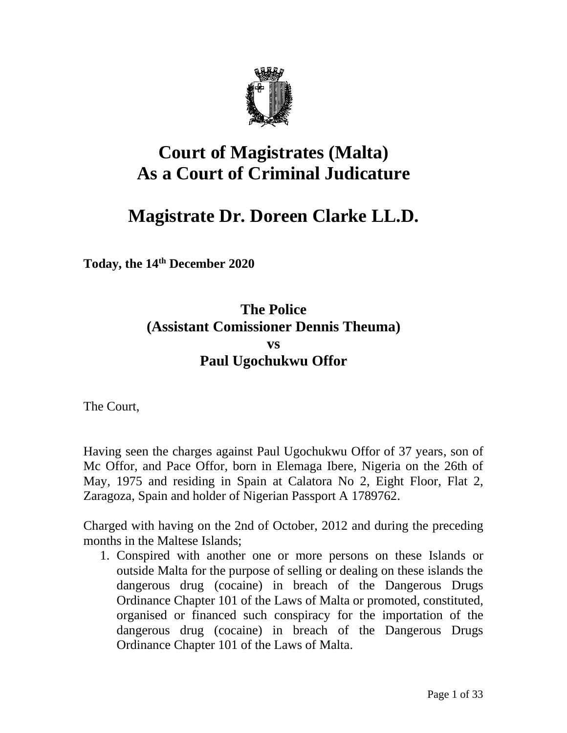# Court of Magistrates (Malta)
# As a Court of Criminal Judicature

# Magistrate Dr. Doreen Clarke LL.D.

**Today, the 14th December 2020**

## The Police
## (Assistant Comissioner Dennis Theuma)
## vs
## Paul Ugochukwu Offor

The Court,

Having seen the charges against Paul Ugochukwu Offor of 37 years, son of Mc Offor, and Pace Offor, born in Elemaga Ibere, Nigeria on the 26th of May, 1975 and residing in Spain at Calatora No 2, Eight Floor, Flat 2, Zaragoza, Spain and holder of Nigerian Passport A 1789762.

Charged with having on the 2nd of October, 2012 and during the preceding months in the Maltese Islands;

1. Conspired with another one or more persons on these Islands or outside Malta for the purpose of selling or dealing on these islands the dangerous drug (cocaine) in breach of the Dangerous Drugs Ordinance Chapter 101 of the Laws of Malta or promoted, constituted, organised or financed such conspiracy for the importation of the dangerous drug (cocaine) in breach of the Dangerous Drugs Ordinance Chapter 101 of the Laws of Malta.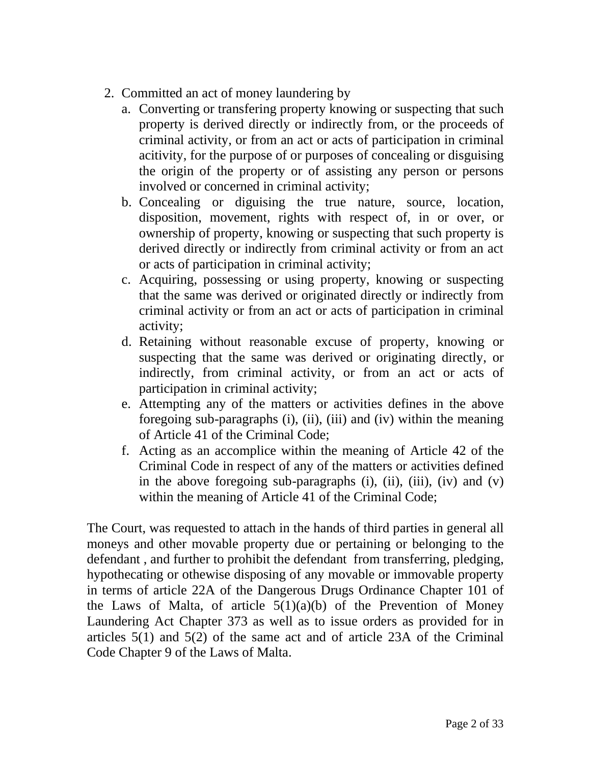2. Committed an act of money laundering by
    a. Converting or transfering property knowing or suspecting that such property is derived directly or indirectly from, or the proceeds of criminal activity, or from an act or acts of participation in criminal acitivity, for the purpose of or purposes of concealing or disguising the origin of the property or of assisting any person or persons involved or concerned in criminal activity;
    b. Concealing or diguising the true nature, source, location, disposition, movement, rights with respect of, in or over, or ownership of property, knowing or suspecting that such property is derived directly or indirectly from criminal activity or from an act or acts of participation in criminal activity;
    c. Acquiring, possessing or using property, knowing or suspecting that the same was derived or originated directly or indirectly from criminal activity or from an act or acts of participation in criminal activity;
    d. Retaining without reasonable excuse of property, knowing or suspecting that the same was derived or originating directly, or indirectly, from criminal activity, or from an act or acts of participation in criminal activity;
    e. Attempting any of the matters or activities defines in the above foregoing sub-paragraphs (i), (ii), (iii) and (iv) within the meaning of Article 41 of the Criminal Code;
    f. Acting as an accomplice within the meaning of Article 42 of the Criminal Code in respect of any of the matters or activities defined in the above foregoing sub-paragraphs (i), (ii), (iii), (iv) and (v) within the meaning of Article 41 of the Criminal Code;

The Court, was requested to attach in the hands of third parties in general all moneys and other movable property due or pertaining or belonging to the defendant , and further to prohibit the defendant from transferring, pledging, hypothecating or othewise disposing of any movable or immovable property in terms of article 22A of the Dangerous Drugs Ordinance Chapter 101 of the Laws of Malta, of article 5(1)(a)(b) of the Prevention of Money Laundering Act Chapter 373 as well as to issue orders as provided for in articles 5(1) and 5(2) of the same act and of article 23A of the Criminal Code Chapter 9 of the Laws of Malta.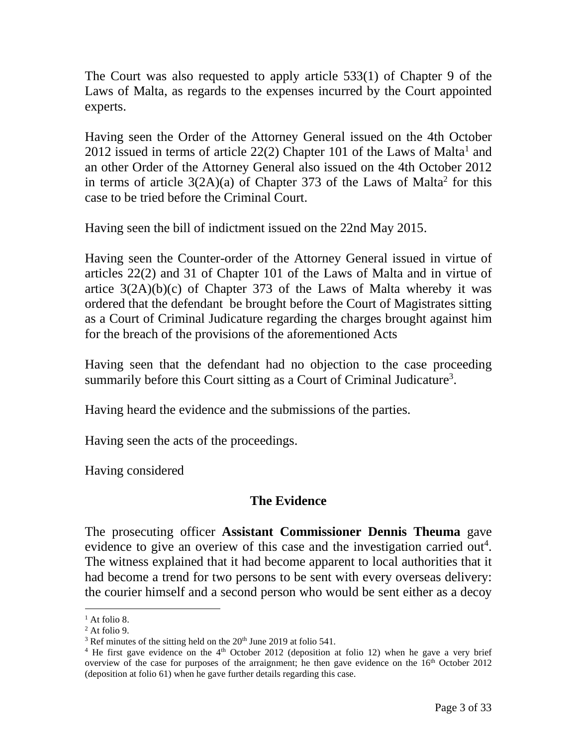The Court was also requested to apply article 533(1) of Chapter 9 of the Laws of Malta, as regards to the expenses incurred by the Court appointed experts.

Having seen the Order of the Attorney General issued on the 4th October 2012 issued in terms of article 22(2) Chapter 101 of the Laws of Malta[1] and an other Order of the Attorney General also issued on the 4th October 2012 in terms of article 3(2A)(a) of Chapter 373 of the Laws of Malta[2] for this case to be tried before the Criminal Court.

Having seen the bill of indictment issued on the 22nd May 2015.

Having seen the Counter-order of the Attorney General issued in virtue of articles 22(2) and 31 of Chapter 101 of the Laws of Malta and in virtue of artice 3(2A)(b)(c) of Chapter 373 of the Laws of Malta whereby it was ordered that the defendant be brought before the Court of Magistrates sitting as a Court of Criminal Judicature regarding the charges brought against him for the breach of the provisions of the aforementioned Acts

Having seen that the defendant had no objection to the case proceeding summarily before this Court sitting as a Court of Criminal Judicature[3].

Having heard the evidence and the submissions of the parties.

Having seen the acts of the proceedings.

Having considered

## The Evidence

The prosecuting officer **Assistant Commissioner Dennis Theuma** gave evidence to give an overiew of this case and the investigation carried out[4]. The witness explained that it had become apparent to local authorities that it had become a trend for two persons to be sent with every overseas delivery: the courier himself and a second person who would be sent either as a decoy

---

[1] At folio 8.

[2] At folio 9.

[3] Ref minutes of the sitting held on the 20th June 2019 at folio 541.

[4] He first gave evidence on the 4th October 2012 (deposition at folio 12) when he gave a very brief overview of the case for purposes of the arraignment; he then gave evidence on the 16th October 2012 (deposition at folio 61) when he gave further details regarding this case.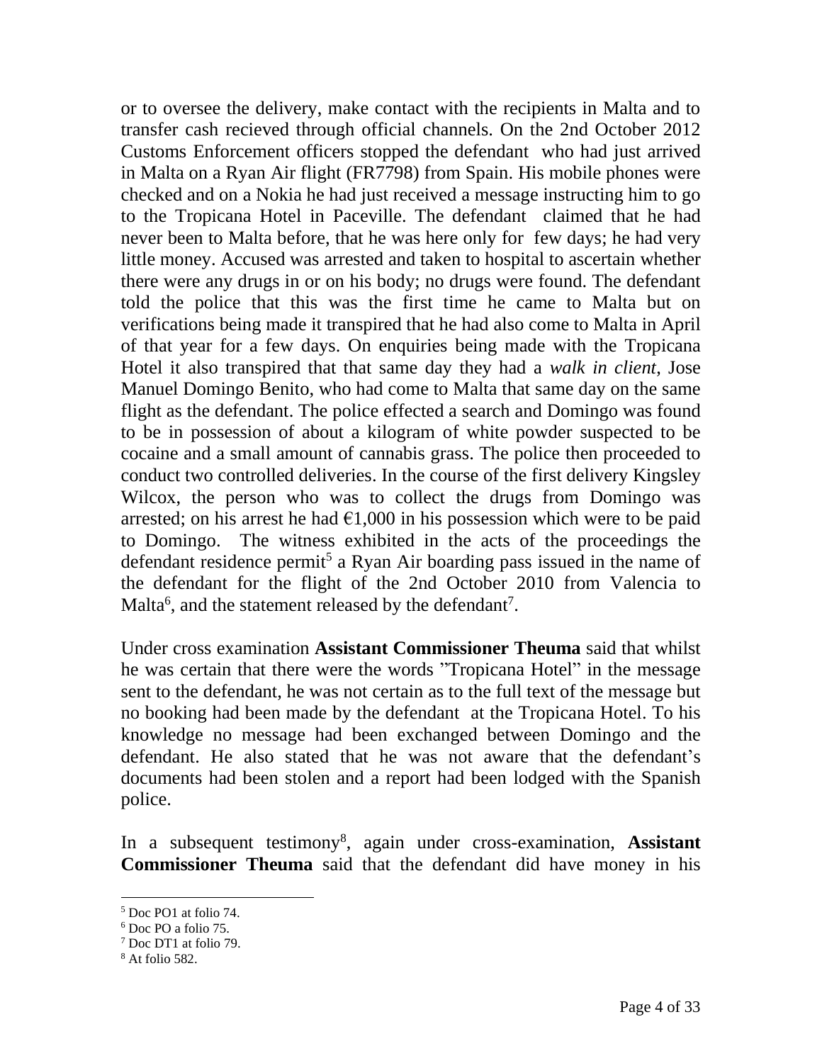or to oversee the delivery, make contact with the recipients in Malta and to transfer cash recieved through official channels. On the 2nd October 2012 Customs Enforcement officers stopped the defendant who had just arrived in Malta on a Ryan Air flight (FR7798) from Spain. His mobile phones were checked and on a Nokia he had just received a message instructing him to go to the Tropicana Hotel in Paceville. The defendant claimed that he had never been to Malta before, that he was here only for few days; he had very little money. Accused was arrested and taken to hospital to ascertain whether there were any drugs in or on his body; no drugs were found. The defendant told the police that this was the first time he came to Malta but on verifications being made it transpired that he had also come to Malta in April of that year for a few days. On enquiries being made with the Tropicana Hotel it also transpired that that same day they had a *walk in client*, Jose Manuel Domingo Benito, who had come to Malta that same day on the same flight as the defendant. The police effected a search and Domingo was found to be in possession of about a kilogram of white powder suspected to be cocaine and a small amount of cannabis grass. The police then proceeded to conduct two controlled deliveries. In the course of the first delivery Kingsley Wilcox, the person who was to collect the drugs from Domingo was arrested; on his arrest he had €1,000 in his possession which were to be paid to Domingo. The witness exhibited in the acts of the proceedings the defendant residence permit[5] a Ryan Air boarding pass issued in the name of the defendant for the flight of the 2nd October 2010 from Valencia to Malta[6], and the statement released by the defendant[7].

Under cross examination **Assistant Commissioner Theuma** said that whilst he was certain that there were the words "Tropicana Hotel" in the message sent to the defendant, he was not certain as to the full text of the message but no booking had been made by the defendant at the Tropicana Hotel. To his knowledge no message had been exchanged between Domingo and the defendant. He also stated that he was not aware that the defendant's documents had been stolen and a report had been lodged with the Spanish police.

In a subsequent testimony[8], again under cross-examination, **Assistant Commissioner Theuma** said that the defendant did have money in his

---

[5] Doc PO1 at folio 74.
[6] Doc PO a folio 75.
[7] Doc DT1 at folio 79.
[8] At folio 582.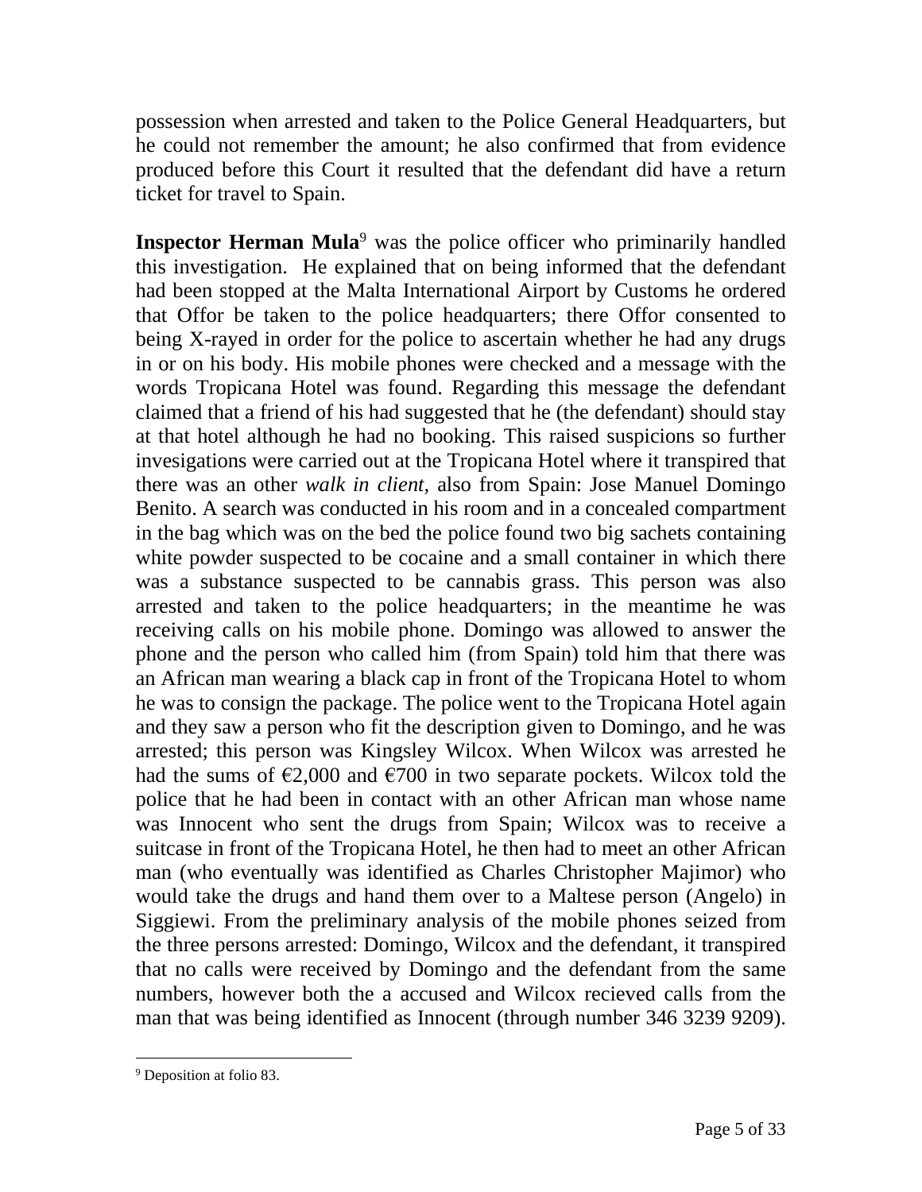possession when arrested and taken to the Police General Headquarters, but he could not remember the amount; he also confirmed that from evidence produced before this Court it resulted that the defendant did have a return ticket for travel to Spain.

**Inspector Herman Mula**[9] was the police officer who priminarily handled this investigation. He explained that on being informed that the defendant had been stopped at the Malta International Airport by Customs he ordered that Offor be taken to the police headquarters; there Offor consented to being X-rayed in order for the police to ascertain whether he had any drugs in or on his body. His mobile phones were checked and a message with the words Tropicana Hotel was found. Regarding this message the defendant claimed that a friend of his had suggested that he (the defendant) should stay at that hotel although he had no booking. This raised suspicions so further invesigations were carried out at the Tropicana Hotel where it transpired that there was an other *walk in client,* also from Spain: Jose Manuel Domingo Benito. A search was conducted in his room and in a concealed compartment in the bag which was on the bed the police found two big sachets containing white powder suspected to be cocaine and a small container in which there was a substance suspected to be cannabis grass. This person was also arrested and taken to the police headquarters; in the meantime he was receiving calls on his mobile phone. Domingo was allowed to answer the phone and the person who called him (from Spain) told him that there was an African man wearing a black cap in front of the Tropicana Hotel to whom he was to consign the package. The police went to the Tropicana Hotel again and they saw a person who fit the description given to Domingo, and he was arrested; this person was Kingsley Wilcox. When Wilcox was arrested he had the sums of €2,000 and €700 in two separate pockets. Wilcox told the police that he had been in contact with an other African man whose name was Innocent who sent the drugs from Spain; Wilcox was to receive a suitcase in front of the Tropicana Hotel, he then had to meet an other African man (who eventually was identified as Charles Christopher Majimor) who would take the drugs and hand them over to a Maltese person (Angelo) in Siggiewi. From the preliminary analysis of the mobile phones seized from the three persons arrested: Domingo, Wilcox and the defendant, it transpired that no calls were received by Domingo and the defendant from the same numbers, however both the a accused and Wilcox recieved calls from the man that was being identified as Innocent (through number 346 3239 9209).

[9] Deposition at folio 83.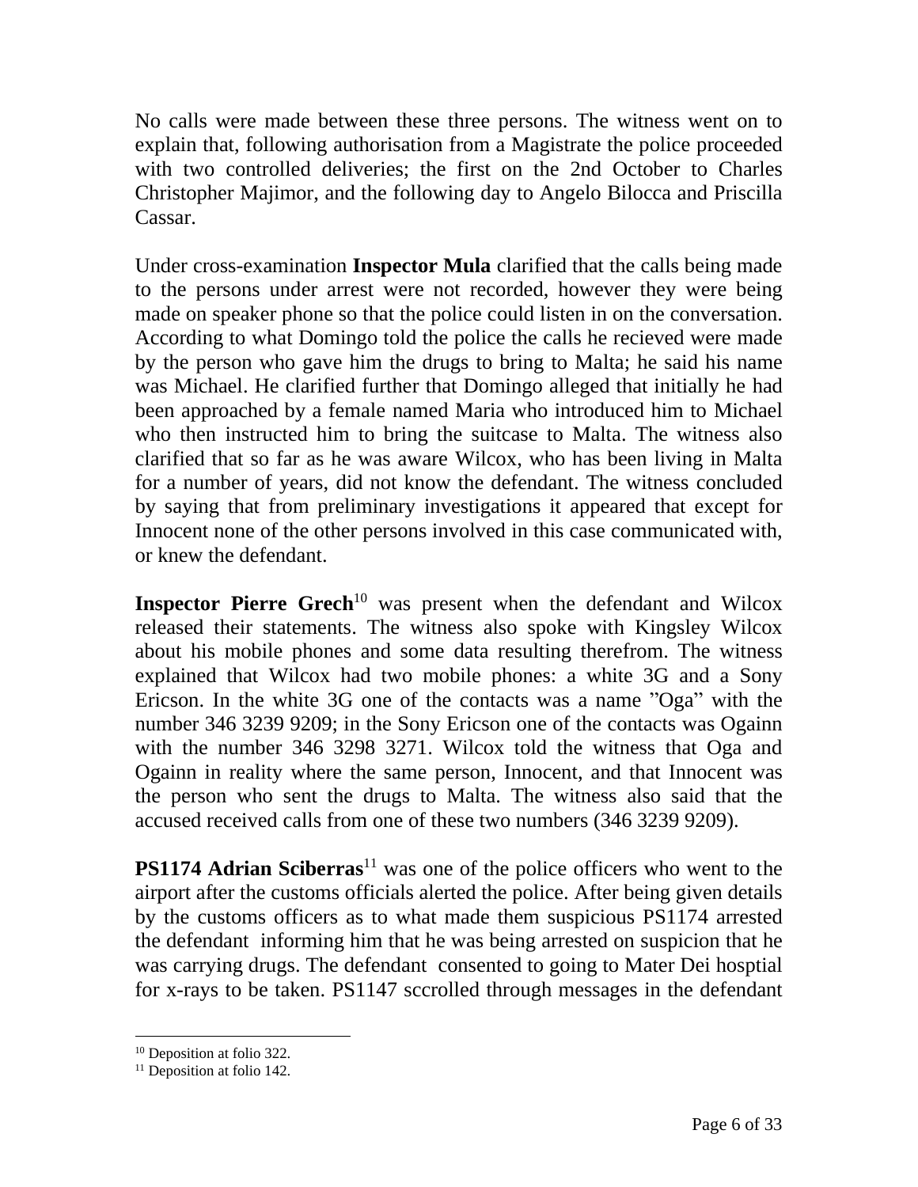No calls were made between these three persons. The witness went on to explain that, following authorisation from a Magistrate the police proceeded with two controlled deliveries; the first on the 2nd October to Charles Christopher Majimor, and the following day to Angelo Bilocca and Priscilla Cassar.

Under cross-examination **Inspector Mula** clarified that the calls being made to the persons under arrest were not recorded, however they were being made on speaker phone so that the police could listen in on the conversation. According to what Domingo told the police the calls he recieved were made by the person who gave him the drugs to bring to Malta; he said his name was Michael. He clarified further that Domingo alleged that initially he had been approached by a female named Maria who introduced him to Michael who then instructed him to bring the suitcase to Malta. The witness also clarified that so far as he was aware Wilcox, who has been living in Malta for a number of years, did not know the defendant. The witness concluded by saying that from preliminary investigations it appeared that except for Innocent none of the other persons involved in this case communicated with, or knew the defendant.

**Inspector Pierre Grech**[10] was present when the defendant and Wilcox released their statements. The witness also spoke with Kingsley Wilcox about his mobile phones and some data resulting therefrom. The witness explained that Wilcox had two mobile phones: a white 3G and a Sony Ericson. In the white 3G one of the contacts was a name "Oga" with the number 346 3239 9209; in the Sony Ericson one of the contacts was Ogainn with the number 346 3298 3271. Wilcox told the witness that Oga and Ogainn in reality where the same person, Innocent, and that Innocent was the person who sent the drugs to Malta. The witness also said that the accused received calls from one of these two numbers (346 3239 9209).

**PS1174 Adrian Sciberras**[11] was one of the police officers who went to the airport after the customs officials alerted the police. After being given details by the customs officers as to what made them suspicious PS1174 arrested the defendant informing him that he was being arrested on suspicion that he was carrying drugs. The defendant consented to going to Mater Dei hosptial for x-rays to be taken. PS1147 sccrolled through messages in the defendant

[10] Deposition at folio 322.

[11] Deposition at folio 142.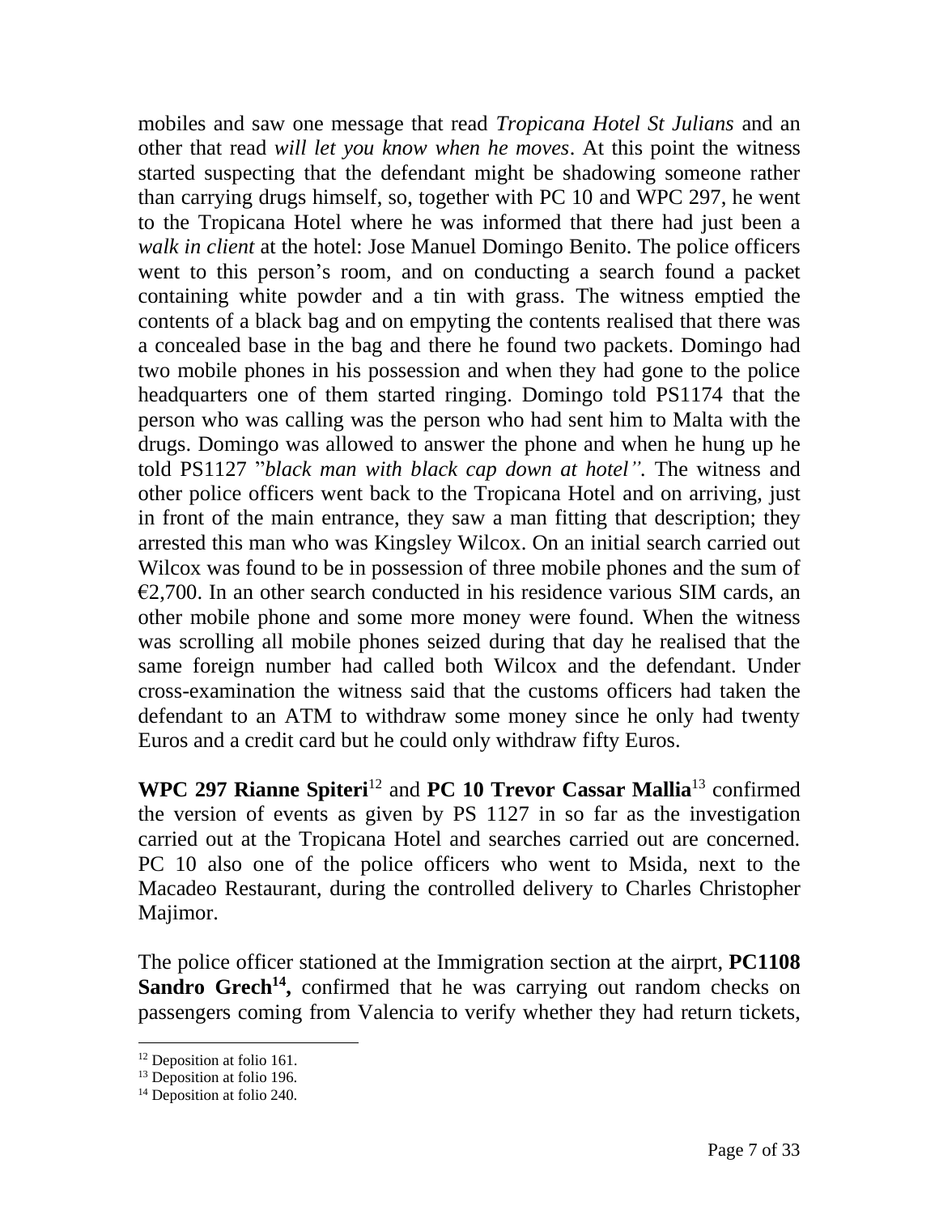mobiles and saw one message that read *Tropicana Hotel St Julians* and an other that read *will let you know when he moves*. At this point the witness started suspecting that the defendant might be shadowing someone rather than carrying drugs himself, so, together with PC 10 and WPC 297, he went to the Tropicana Hotel where he was informed that there had just been a *walk in client* at the hotel: Jose Manuel Domingo Benito. The police officers went to this person's room, and on conducting a search found a packet containing white powder and a tin with grass. The witness emptied the contents of a black bag and on empyting the contents realised that there was a concealed base in the bag and there he found two packets. Domingo had two mobile phones in his possession and when they had gone to the police headquarters one of them started ringing. Domingo told PS1174 that the person who was calling was the person who had sent him to Malta with the drugs. Domingo was allowed to answer the phone and when he hung up he told PS1127 "*black man with black cap down at hotel"*. The witness and other police officers went back to the Tropicana Hotel and on arriving, just in front of the main entrance, they saw a man fitting that description; they arrested this man who was Kingsley Wilcox. On an initial search carried out Wilcox was found to be in possession of three mobile phones and the sum of €2,700. In an other search conducted in his residence various SIM cards, an other mobile phone and some more money were found. When the witness was scrolling all mobile phones seized during that day he realised that the same foreign number had called both Wilcox and the defendant. Under cross-examination the witness said that the customs officers had taken the defendant to an ATM to withdraw some money since he only had twenty Euros and a credit card but he could only withdraw fifty Euros.

**WPC 297 Rianne Spiteri**[12] and **PC 10 Trevor Cassar Mallia**[13] confirmed the version of events as given by PS 1127 in so far as the investigation carried out at the Tropicana Hotel and searches carried out are concerned. PC 10 also one of the police officers who went to Msida, next to the Macadeo Restaurant, during the controlled delivery to Charles Christopher Majimor.

The police officer stationed at the Immigration section at the airprt, **PC1108 Sandro Grech**[14]**,** confirmed that he was carrying out random checks on passengers coming from Valencia to verify whether they had return tickets,

---

[12] Deposition at folio 161.

[13] Deposition at folio 196.

[14] Deposition at folio 240.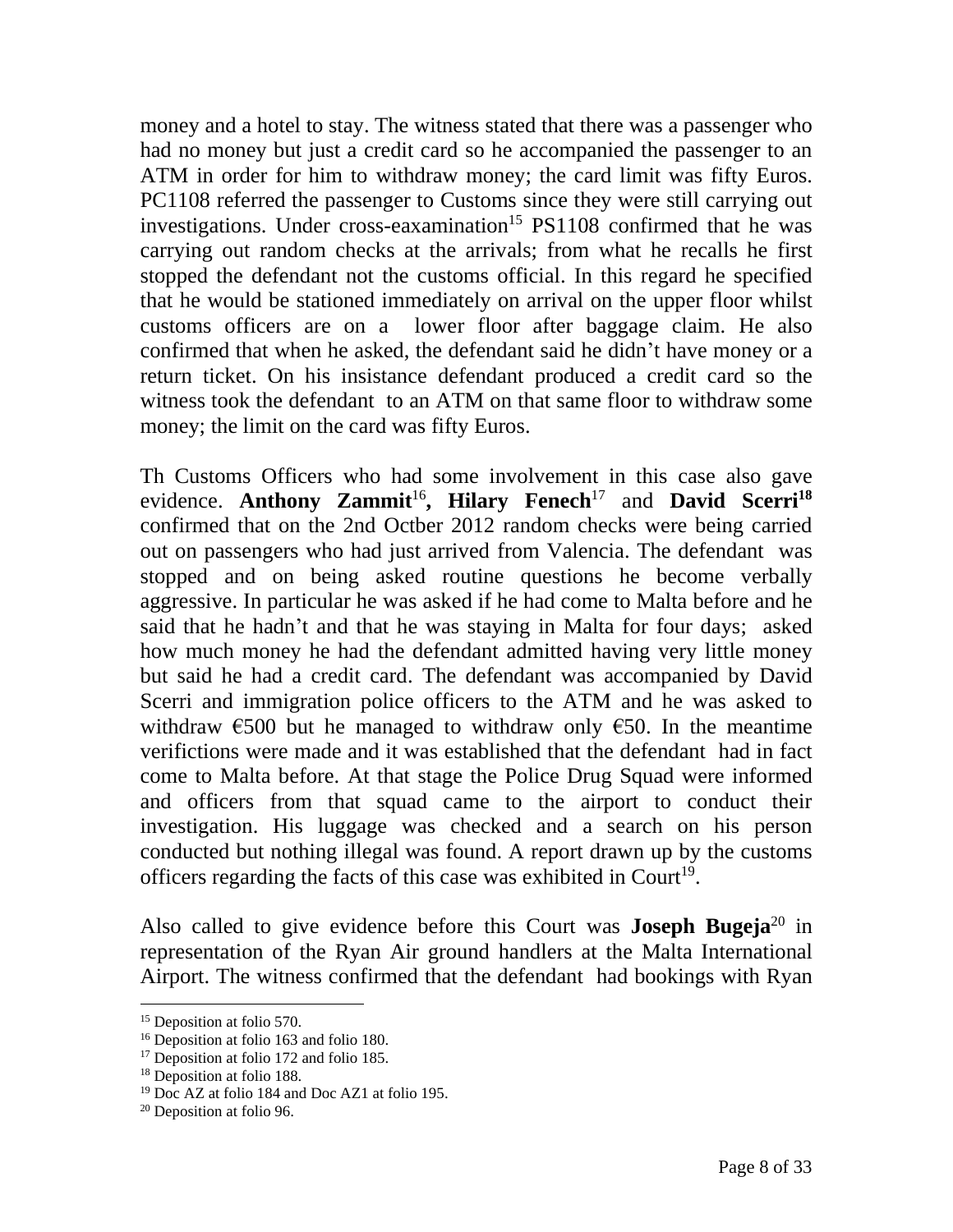money and a hotel to stay. The witness stated that there was a passenger who had no money but just a credit card so he accompanied the passenger to an ATM in order for him to withdraw money; the card limit was fifty Euros. PC1108 referred the passenger to Customs since they were still carrying out investigations. Under cross-eaxamination[15] PS1108 confirmed that he was carrying out random checks at the arrivals; from what he recalls he first stopped the defendant not the customs official. In this regard he specified that he would be stationed immediately on arrival on the upper floor whilst customs officers are on a lower floor after baggage claim. He also confirmed that when he asked, the defendant said he didn't have money or a return ticket. On his insistance defendant produced a credit card so the witness took the defendant to an ATM on that same floor to withdraw some money; the limit on the card was fifty Euros.

Th Customs Officers who had some involvement in this case also gave evidence. **Anthony Zammit**[16]**, Hilary Fenech**[17] and **David Scerri**[18] confirmed that on the 2nd Octber 2012 random checks were being carried out on passengers who had just arrived from Valencia. The defendant was stopped and on being asked routine questions he become verbally aggressive. In particular he was asked if he had come to Malta before and he said that he hadn't and that he was staying in Malta for four days; asked how much money he had the defendant admitted having very little money but said he had a credit card. The defendant was accompanied by David Scerri and immigration police officers to the ATM and he was asked to withdraw €500 but he managed to withdraw only €50. In the meantime verifictions were made and it was established that the defendant had in fact come to Malta before. At that stage the Police Drug Squad were informed and officers from that squad came to the airport to conduct their investigation. His luggage was checked and a search on his person conducted but nothing illegal was found. A report drawn up by the customs officers regarding the facts of this case was exhibited in Court[19].

Also called to give evidence before this Court was **Joseph Bugeja**[20] in representation of the Ryan Air ground handlers at the Malta International Airport. The witness confirmed that the defendant had bookings with Ryan

---

[15] Deposition at folio 570.

[16] Deposition at folio 163 and folio 180.

[17] Deposition at folio 172 and folio 185.

[18] Deposition at folio 188.

[19] Doc AZ at folio 184 and Doc AZ1 at folio 195.

[20] Deposition at folio 96.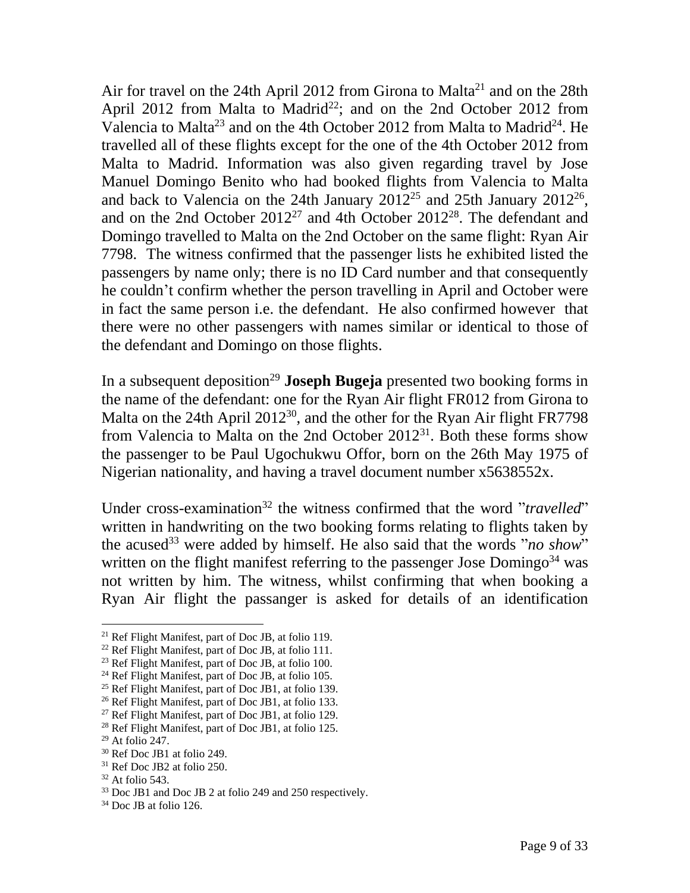Air for travel on the 24th April 2012 from Girona to Malta[21] and on the 28th April 2012 from Malta to Madrid[22]; and on the 2nd October 2012 from Valencia to Malta[23] and on the 4th October 2012 from Malta to Madrid[24]. He travelled all of these flights except for the one of the 4th October 2012 from Malta to Madrid. Information was also given regarding travel by Jose Manuel Domingo Benito who had booked flights from Valencia to Malta and back to Valencia on the 24th January 2012[25] and 25th January 2012[26], and on the 2nd October 2012[27] and 4th October 2012[28]. The defendant and Domingo travelled to Malta on the 2nd October on the same flight: Ryan Air 7798. The witness confirmed that the passenger lists he exhibited listed the passengers by name only; there is no ID Card number and that consequently he couldn't confirm whether the person travelling in April and October were in fact the same person i.e. the defendant. He also confirmed however that there were no other passengers with names similar or identical to those of the defendant and Domingo on those flights.

In a subsequent deposition[29] **Joseph Bugeja** presented two booking forms in the name of the defendant: one for the Ryan Air flight FR012 from Girona to Malta on the 24th April 2012[30], and the other for the Ryan Air flight FR7798 from Valencia to Malta on the 2nd October 2012[31]. Both these forms show the passenger to be Paul Ugochukwu Offor, born on the 26th May 1975 of Nigerian nationality, and having a travel document number x5638552x.

Under cross-examination[32] the witness confirmed that the word "*travelled*" written in handwriting on the two booking forms relating to flights taken by the acused[33] were added by himself. He also said that the words "*no show*" written on the flight manifest referring to the passenger Jose Domingo[34] was not written by him. The witness, whilst confirming that when booking a Ryan Air flight the passanger is asked for details of an identification

---

[21] Ref Flight Manifest, part of Doc JB, at folio 119.
[22] Ref Flight Manifest, part of Doc JB, at folio 111.
[23] Ref Flight Manifest, part of Doc JB, at folio 100.
[24] Ref Flight Manifest, part of Doc JB, at folio 105.
[25] Ref Flight Manifest, part of Doc JB1, at folio 139.
[26] Ref Flight Manifest, part of Doc JB1, at folio 133.
[27] Ref Flight Manifest, part of Doc JB1, at folio 129.
[28] Ref Flight Manifest, part of Doc JB1, at folio 125.
[29] At folio 247.
[30] Ref Doc JB1 at folio 249.
[31] Ref Doc JB2 at folio 250.
[32] At folio 543.
[33] Doc JB1 and Doc JB 2 at folio 249 and 250 respectively.
[34] Doc JB at folio 126.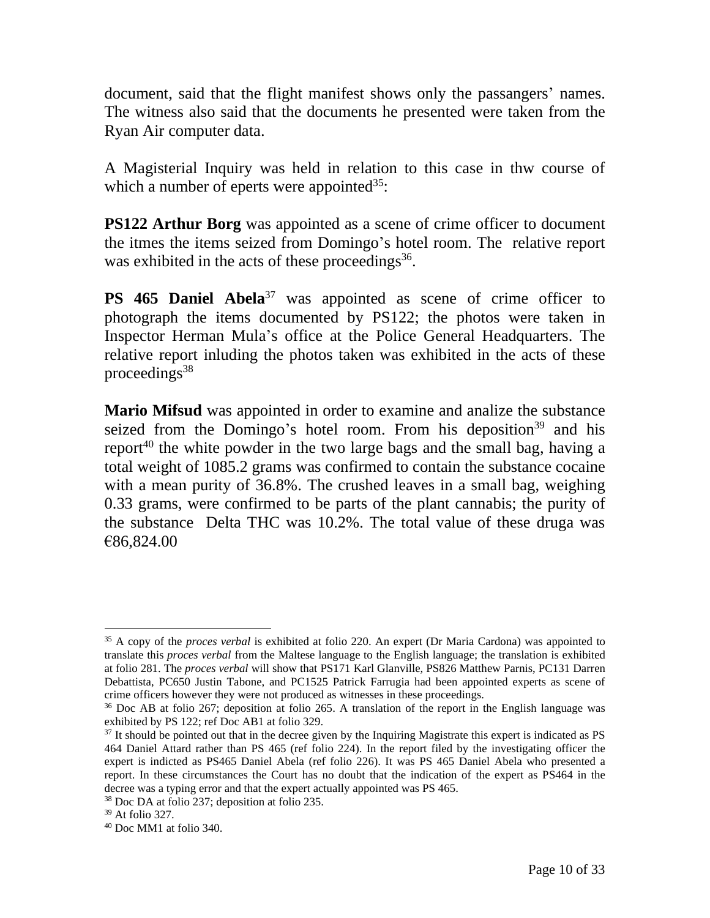document, said that the flight manifest shows only the passangers' names. The witness also said that the documents he presented were taken from the Ryan Air computer data.

A Magisterial Inquiry was held in relation to this case in thw course of which a number of eperts were appointed[35]:

**PS122 Arthur Borg** was appointed as a scene of crime officer to document the itmes the items seized from Domingo's hotel room. The relative report was exhibited in the acts of these proceedings[36].

**PS 465 Daniel Abela**[37] was appointed as scene of crime officer to photograph the items documented by PS122; the photos were taken in Inspector Herman Mula's office at the Police General Headquarters. The relative report inluding the photos taken was exhibited in the acts of these proceedings[38]

**Mario Mifsud** was appointed in order to examine and analize the substance seized from the Domingo's hotel room. From his deposition[39] and his report[40] the white powder in the two large bags and the small bag, having a total weight of 1085.2 grams was confirmed to contain the substance cocaine with a mean purity of 36.8%. The crushed leaves in a small bag, weighing 0.33 grams, were confirmed to be parts of the plant cannabis; the purity of the substance Delta THC was 10.2%. The total value of these druga was €86,824.00

---

[35] A copy of the *proces verbal* is exhibited at folio 220. An expert (Dr Maria Cardona) was appointed to translate this *proces verbal* from the Maltese language to the English language; the translation is exhibited at folio 281. The *proces verbal* will show that PS171 Karl Glanville, PS826 Matthew Parnis, PC131 Darren Debattista, PC650 Justin Tabone, and PC1525 Patrick Farrugia had been appointed experts as scene of crime officers however they were not produced as witnesses in these proceedings.

[36] Doc AB at folio 267; deposition at folio 265. A translation of the report in the English language was exhibited by PS 122; ref Doc AB1 at folio 329.

[37] It should be pointed out that in the decree given by the Inquiring Magistrate this expert is indicated as PS 464 Daniel Attard rather than PS 465 (ref folio 224). In the report filed by the investigating officer the expert is indicted as PS465 Daniel Abela (ref folio 226). It was PS 465 Daniel Abela who presented a report. In these circumstances the Court has no doubt that the indication of the expert as PS464 in the decree was a typing error and that the expert actually appointed was PS 465.

[38] Doc DA at folio 237; deposition at folio 235.

[39] At folio 327.

[40] Doc MM1 at folio 340.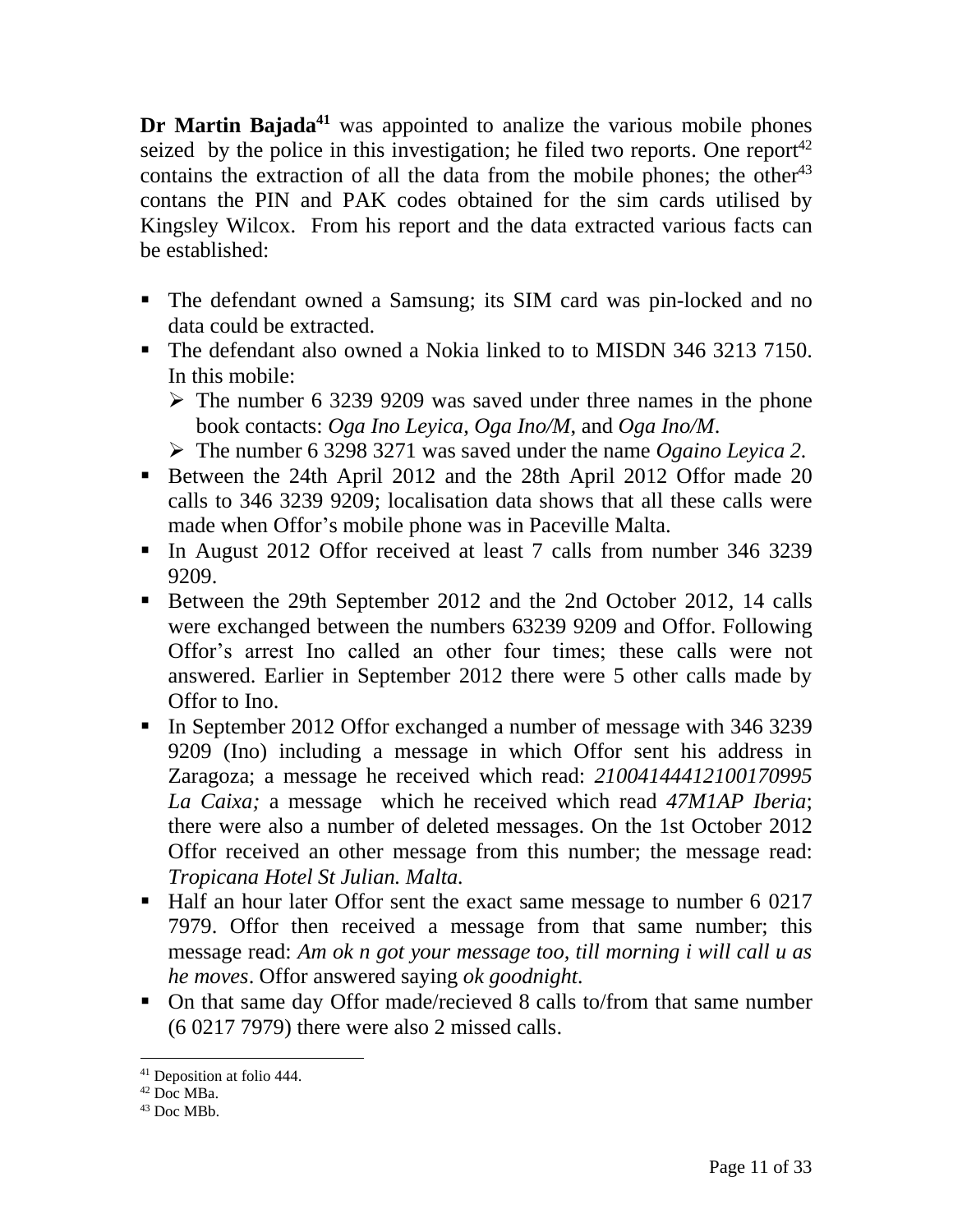**Dr Martin Bajada**[41] was appointed to analize the various mobile phones seized by the police in this investigation; he filed two reports. One report[42] contains the extraction of all the data from the mobile phones; the other[43] contans the PIN and PAK codes obtained for the sim cards utilised by Kingsley Wilcox. From his report and the data extracted various facts can be established:

- The defendant owned a Samsung; its SIM card was pin-locked and no data could be extracted.
- The defendant also owned a Nokia linked to to MISDN 346 3213 7150. In this mobile:
  - The number 6 3239 9209 was saved under three names in the phone book contacts: *Oga Ino Leyica*, *Oga Ino/M*, and *Oga Ino/M*.
  - The number 6 3298 3271 was saved under the name *Ogaino Leyica 2*.
- Between the 24th April 2012 and the 28th April 2012 Offor made 20 calls to 346 3239 9209; localisation data shows that all these calls were made when Offor's mobile phone was in Paceville Malta.
- In August 2012 Offor received at least 7 calls from number 346 3239 9209.
- Between the 29th September 2012 and the 2nd October 2012, 14 calls were exchanged between the numbers 63239 9209 and Offor. Following Offor's arrest Ino called an other four times; these calls were not answered. Earlier in September 2012 there were 5 other calls made by Offor to Ino.
- In September 2012 Offor exchanged a number of message with 346 3239 9209 (Ino) including a message in which Offor sent his address in Zaragoza; a message he received which read: *21004144412100170995 La Caixa;* a message which he received which read *47M1AP Iberia*; there were also a number of deleted messages. On the 1st October 2012 Offor received an other message from this number; the message read: *Tropicana Hotel St Julian. Malta.*
- Half an hour later Offor sent the exact same message to number 6 0217 7979. Offor then received a message from that same number; this message read: *Am ok n got your message too, till morning i will call u as he moves*. Offor answered saying *ok goodnight.*
- On that same day Offor made/recieved 8 calls to/from that same number (6 0217 7979) there were also 2 missed calls.

---

[41] Deposition at folio 444.

[42] Doc MBa.

[43] Doc MBb.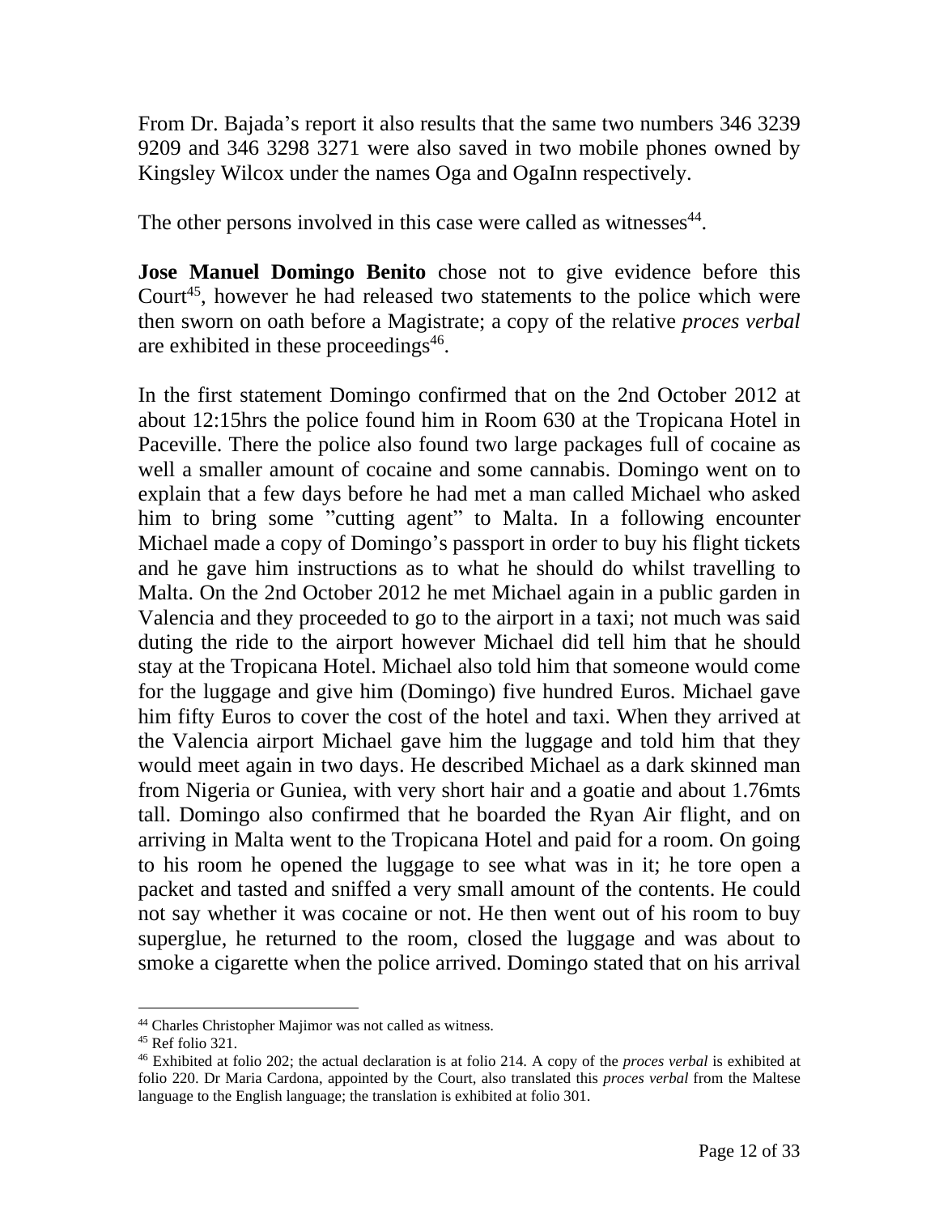From Dr. Bajada's report it also results that the same two numbers 346 3239 9209 and 346 3298 3271 were also saved in two mobile phones owned by Kingsley Wilcox under the names Oga and OgaInn respectively.

The other persons involved in this case were called as witnesses[44].

**Jose Manuel Domingo Benito** chose not to give evidence before this Court[45], however he had released two statements to the police which were then sworn on oath before a Magistrate; a copy of the relative *proces verbal* are exhibited in these proceedings[46].

In the first statement Domingo confirmed that on the 2nd October 2012 at about 12:15hrs the police found him in Room 630 at the Tropicana Hotel in Paceville. There the police also found two large packages full of cocaine as well a smaller amount of cocaine and some cannabis. Domingo went on to explain that a few days before he had met a man called Michael who asked him to bring some "cutting agent" to Malta. In a following encounter Michael made a copy of Domingo's passport in order to buy his flight tickets and he gave him instructions as to what he should do whilst travelling to Malta. On the 2nd October 2012 he met Michael again in a public garden in Valencia and they proceeded to go to the airport in a taxi; not much was said duting the ride to the airport however Michael did tell him that he should stay at the Tropicana Hotel. Michael also told him that someone would come for the luggage and give him (Domingo) five hundred Euros. Michael gave him fifty Euros to cover the cost of the hotel and taxi. When they arrived at the Valencia airport Michael gave him the luggage and told him that they would meet again in two days. He described Michael as a dark skinned man from Nigeria or Guniea, with very short hair and a goatie and about 1.76mts tall. Domingo also confirmed that he boarded the Ryan Air flight, and on arriving in Malta went to the Tropicana Hotel and paid for a room. On going to his room he opened the luggage to see what was in it; he tore open a packet and tasted and sniffed a very small amount of the contents. He could not say whether it was cocaine or not. He then went out of his room to buy superglue, he returned to the room, closed the luggage and was about to smoke a cigarette when the police arrived. Domingo stated that on his arrival

---

[44] Charles Christopher Majimor was not called as witness.

[45] Ref folio 321.

[46] Exhibited at folio 202; the actual declaration is at folio 214. A copy of the *proces verbal* is exhibited at folio 220. Dr Maria Cardona, appointed by the Court, also translated this *proces verbal* from the Maltese language to the English language; the translation is exhibited at folio 301.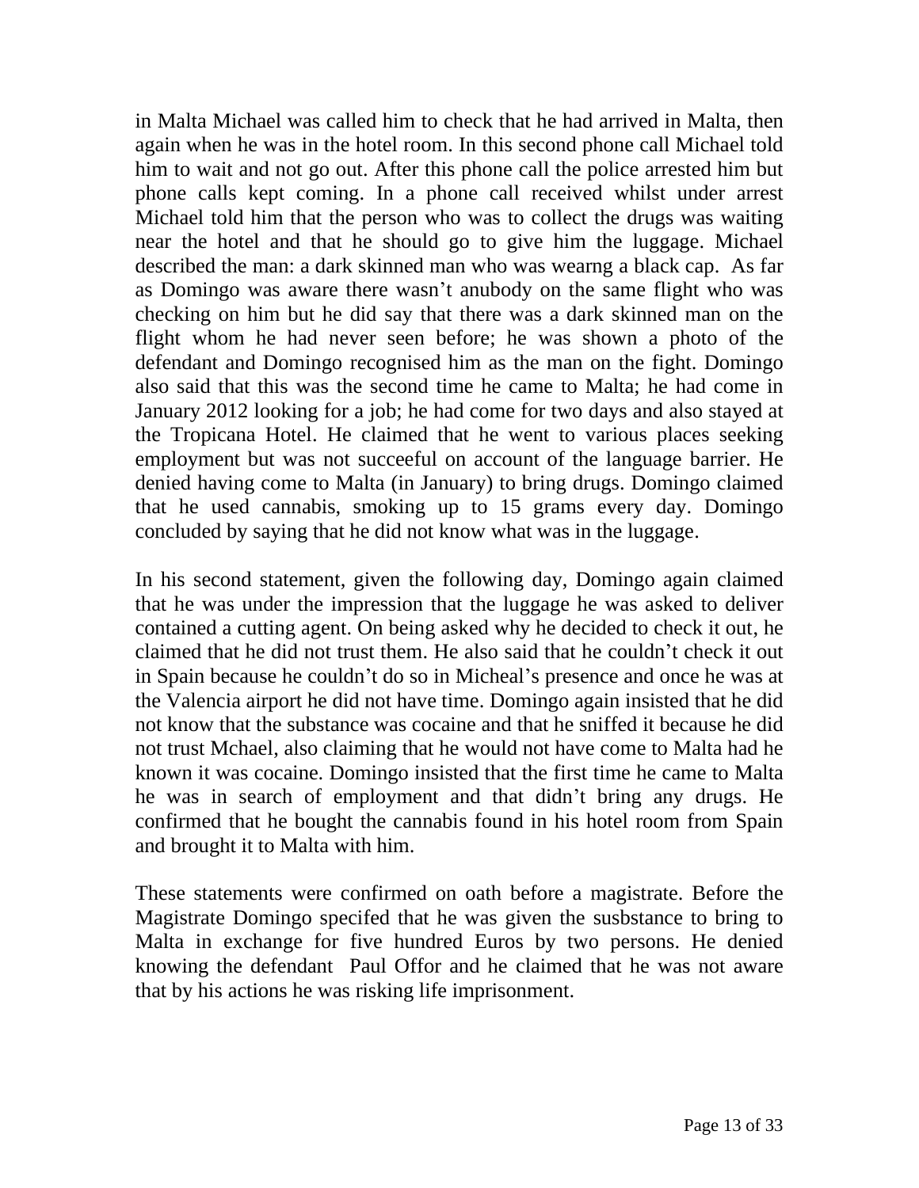in Malta Michael was called him to check that he had arrived in Malta, then again when he was in the hotel room. In this second phone call Michael told him to wait and not go out. After this phone call the police arrested him but phone calls kept coming. In a phone call received whilst under arrest Michael told him that the person who was to collect the drugs was waiting near the hotel and that he should go to give him the luggage. Michael described the man: a dark skinned man who was wearng a black cap. As far as Domingo was aware there wasn't anubody on the same flight who was checking on him but he did say that there was a dark skinned man on the flight whom he had never seen before; he was shown a photo of the defendant and Domingo recognised him as the man on the fight. Domingo also said that this was the second time he came to Malta; he had come in January 2012 looking for a job; he had come for two days and also stayed at the Tropicana Hotel. He claimed that he went to various places seeking employment but was not succeeful on account of the language barrier. He denied having come to Malta (in January) to bring drugs. Domingo claimed that he used cannabis, smoking up to 15 grams every day. Domingo concluded by saying that he did not know what was in the luggage.

In his second statement, given the following day, Domingo again claimed that he was under the impression that the luggage he was asked to deliver contained a cutting agent. On being asked why he decided to check it out, he claimed that he did not trust them. He also said that he couldn't check it out in Spain because he couldn't do so in Micheal's presence and once he was at the Valencia airport he did not have time. Domingo again insisted that he did not know that the substance was cocaine and that he sniffed it because he did not trust Mchael, also claiming that he would not have come to Malta had he known it was cocaine. Domingo insisted that the first time he came to Malta he was in search of employment and that didn't bring any drugs. He confirmed that he bought the cannabis found in his hotel room from Spain and brought it to Malta with him.

These statements were confirmed on oath before a magistrate. Before the Magistrate Domingo specifed that he was given the susbstance to bring to Malta in exchange for five hundred Euros by two persons. He denied knowing the defendant Paul Offor and he claimed that he was not aware that by his actions he was risking life imprisonment.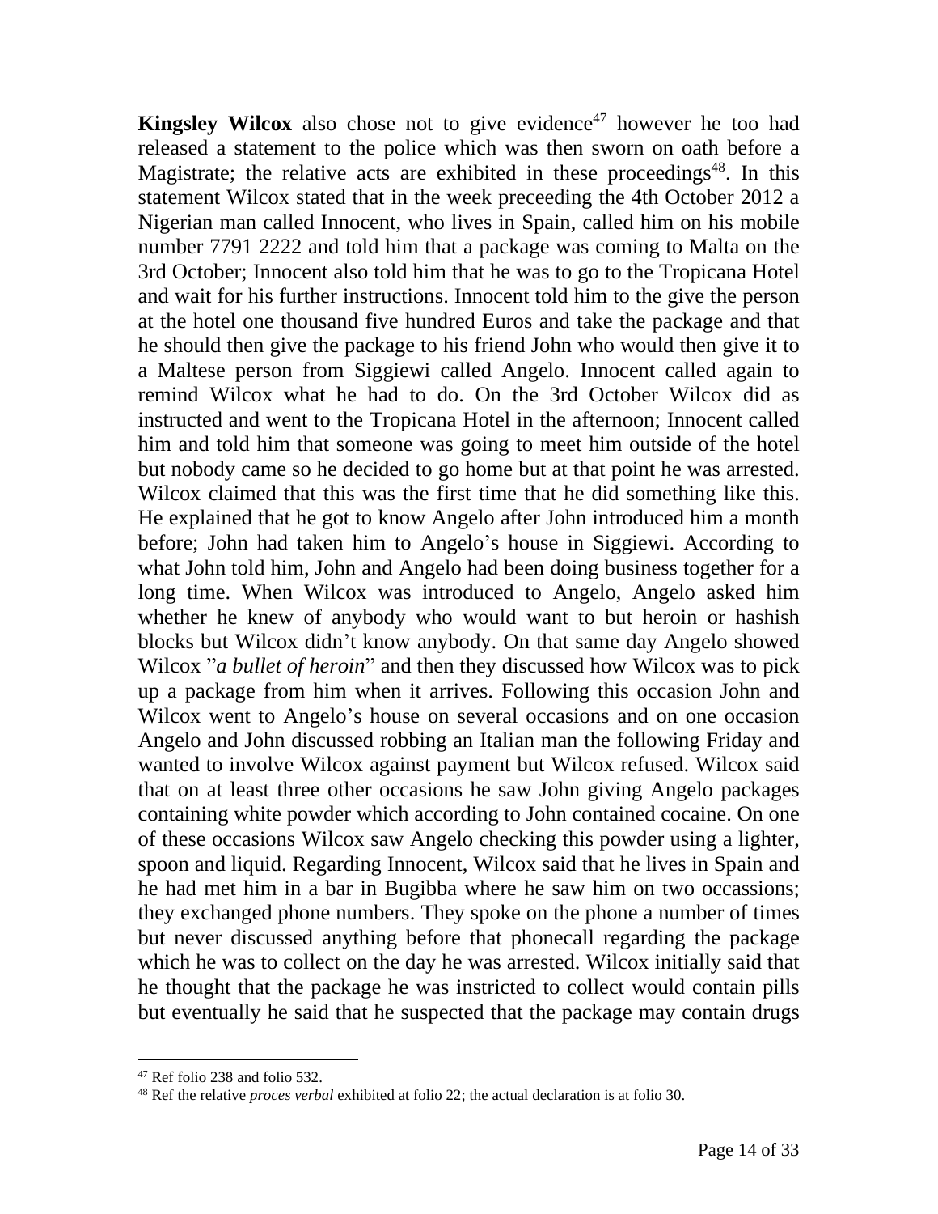**Kingsley Wilcox** also chose not to give evidence[47] however he too had released a statement to the police which was then sworn on oath before a Magistrate; the relative acts are exhibited in these proceedings[48]. In this statement Wilcox stated that in the week preceeding the 4th October 2012 a Nigerian man called Innocent, who lives in Spain, called him on his mobile number 7791 2222 and told him that a package was coming to Malta on the 3rd October; Innocent also told him that he was to go to the Tropicana Hotel and wait for his further instructions. Innocent told him to the give the person at the hotel one thousand five hundred Euros and take the package and that he should then give the package to his friend John who would then give it to a Maltese person from Siggiewi called Angelo. Innocent called again to remind Wilcox what he had to do. On the 3rd October Wilcox did as instructed and went to the Tropicana Hotel in the afternoon; Innocent called him and told him that someone was going to meet him outside of the hotel but nobody came so he decided to go home but at that point he was arrested. Wilcox claimed that this was the first time that he did something like this. He explained that he got to know Angelo after John introduced him a month before; John had taken him to Angelo's house in Siggiewi. According to what John told him, John and Angelo had been doing business together for a long time. When Wilcox was introduced to Angelo, Angelo asked him whether he knew of anybody who would want to but heroin or hashish blocks but Wilcox didn't know anybody. On that same day Angelo showed Wilcox "*a bullet of heroin*" and then they discussed how Wilcox was to pick up a package from him when it arrives. Following this occasion John and Wilcox went to Angelo's house on several occasions and on one occasion Angelo and John discussed robbing an Italian man the following Friday and wanted to involve Wilcox against payment but Wilcox refused. Wilcox said that on at least three other occasions he saw John giving Angelo packages containing white powder which according to John contained cocaine. On one of these occasions Wilcox saw Angelo checking this powder using a lighter, spoon and liquid. Regarding Innocent, Wilcox said that he lives in Spain and he had met him in a bar in Bugibba where he saw him on two occassions; they exchanged phone numbers. They spoke on the phone a number of times but never discussed anything before that phonecall regarding the package which he was to collect on the day he was arrested. Wilcox initially said that he thought that the package he was instricted to collect would contain pills but eventually he said that he suspected that the package may contain drugs

---

[47] Ref folio 238 and folio 532.

[48] Ref the relative *proces verbal* exhibited at folio 22; the actual declaration is at folio 30.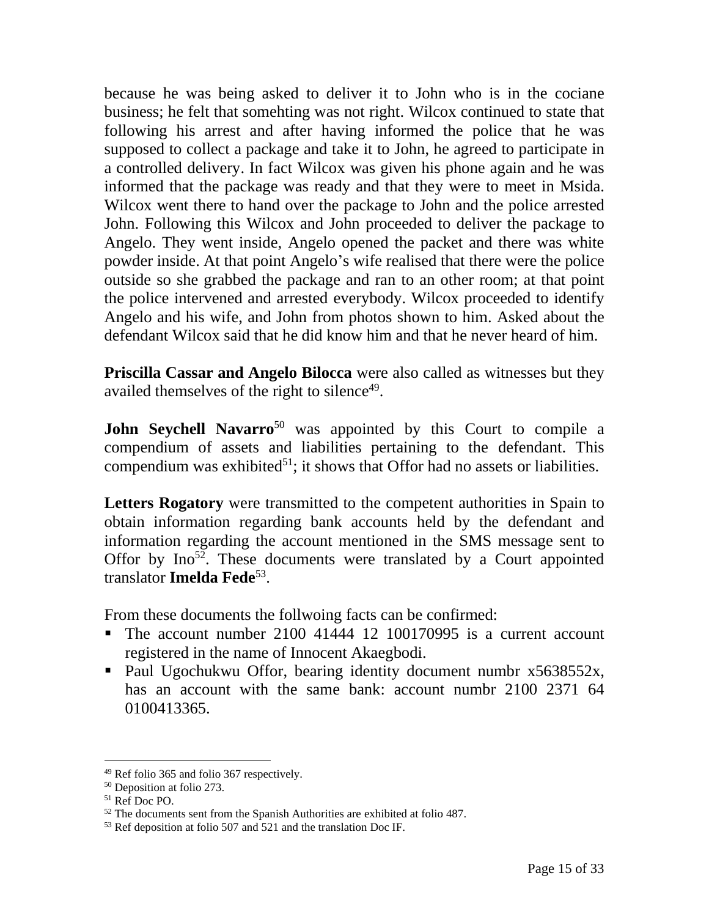because he was being asked to deliver it to John who is in the cociane business; he felt that somehting was not right. Wilcox continued to state that following his arrest and after having informed the police that he was supposed to collect a package and take it to John, he agreed to participate in a controlled delivery. In fact Wilcox was given his phone again and he was informed that the package was ready and that they were to meet in Msida. Wilcox went there to hand over the package to John and the police arrested John. Following this Wilcox and John proceeded to deliver the package to Angelo. They went inside, Angelo opened the packet and there was white powder inside. At that point Angelo's wife realised that there were the police outside so she grabbed the package and ran to an other room; at that point the police intervened and arrested everybody. Wilcox proceeded to identify Angelo and his wife, and John from photos shown to him. Asked about the defendant Wilcox said that he did know him and that he never heard of him.

**Priscilla Cassar and Angelo Bilocca** were also called as witnesses but they availed themselves of the right to silence[49].

**John Seychell Navarro**[50] was appointed by this Court to compile a compendium of assets and liabilities pertaining to the defendant. This compendium was exhibited[51]; it shows that Offor had no assets or liabilities.

**Letters Rogatory** were transmitted to the competent authorities in Spain to obtain information regarding bank accounts held by the defendant and information regarding the account mentioned in the SMS message sent to Offor by Ino[52]. These documents were translated by a Court appointed translator **Imelda Fede**[53].

From these documents the follwoing facts can be confirmed:

- The account number 2100 41444 12 100170995 is a current account registered in the name of Innocent Akaegbodi.
- Paul Ugochukwu Offor, bearing identity document numbr x5638552x, has an account with the same bank: account numbr 2100 2371 64 0100413365.

---

[49] Ref folio 365 and folio 367 respectively.
[50] Deposition at folio 273.
[51] Ref Doc PO.
[52] The documents sent from the Spanish Authorities are exhibited at folio 487.
[53] Ref deposition at folio 507 and 521 and the translation Doc IF.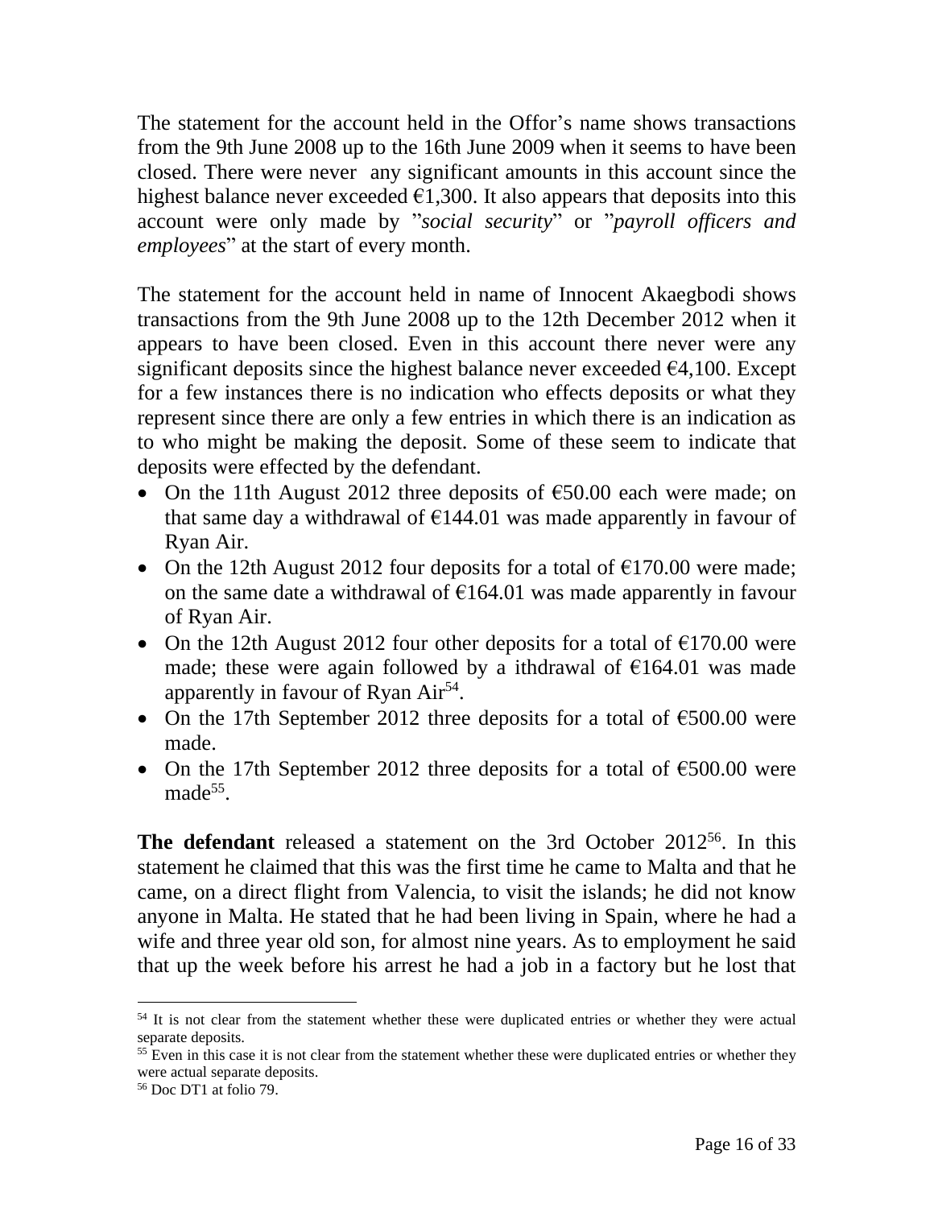The statement for the account held in the Offor's name shows transactions from the 9th June 2008 up to the 16th June 2009 when it seems to have been closed. There were never any significant amounts in this account since the highest balance never exceeded €1,300. It also appears that deposits into this account were only made by "*social security*" or "*payroll officers and employees*" at the start of every month.

The statement for the account held in name of Innocent Akaegbodi shows transactions from the 9th June 2008 up to the 12th December 2012 when it appears to have been closed. Even in this account there never were any significant deposits since the highest balance never exceeded €4,100. Except for a few instances there is no indication who effects deposits or what they represent since there are only a few entries in which there is an indication as to who might be making the deposit. Some of these seem to indicate that deposits were effected by the defendant.

- On the 11th August 2012 three deposits of €50.00 each were made; on that same day a withdrawal of €144.01 was made apparently in favour of Ryan Air.
- On the 12th August 2012 four deposits for a total of €170.00 were made; on the same date a withdrawal of €164.01 was made apparently in favour of Ryan Air.
- On the 12th August 2012 four other deposits for a total of €170.00 were made; these were again followed by a ithdrawal of €164.01 was made apparently in favour of Ryan Air[54].
- On the 17th September 2012 three deposits for a total of €500.00 were made.
- On the 17th September 2012 three deposits for a total of €500.00 were made[55].

**The defendant** released a statement on the 3rd October 2012[56]. In this statement he claimed that this was the first time he came to Malta and that he came, on a direct flight from Valencia, to visit the islands; he did not know anyone in Malta. He stated that he had been living in Spain, where he had a wife and three year old son, for almost nine years. As to employment he said that up the week before his arrest he had a job in a factory but he lost that

---

[54] It is not clear from the statement whether these were duplicated entries or whether they were actual separate deposits.

[55] Even in this case it is not clear from the statement whether these were duplicated entries or whether they were actual separate deposits.

[56] Doc DT1 at folio 79.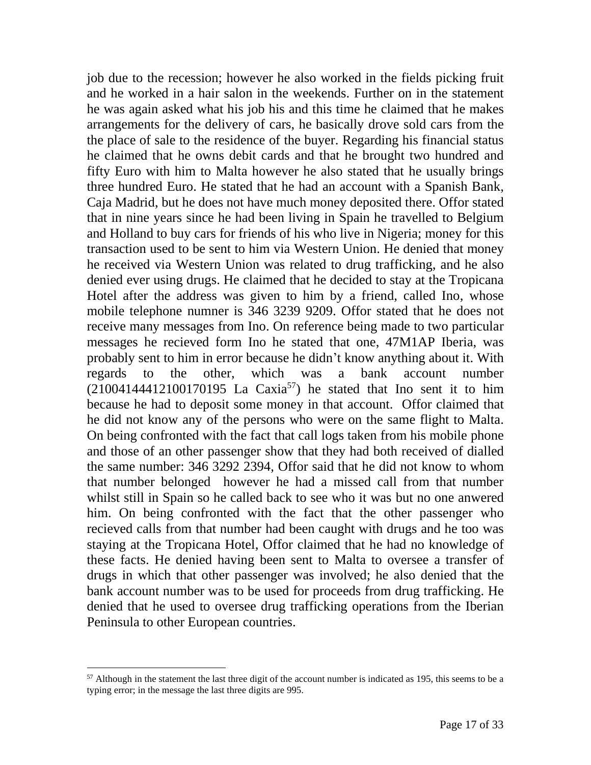job due to the recession; however he also worked in the fields picking fruit and he worked in a hair salon in the weekends. Further on in the statement he was again asked what his job his and this time he claimed that he makes arrangements for the delivery of cars, he basically drove sold cars from the the place of sale to the residence of the buyer. Regarding his financial status he claimed that he owns debit cards and that he brought two hundred and fifty Euro with him to Malta however he also stated that he usually brings three hundred Euro. He stated that he had an account with a Spanish Bank, Caja Madrid, but he does not have much money deposited there. Offor stated that in nine years since he had been living in Spain he travelled to Belgium and Holland to buy cars for friends of his who live in Nigeria; money for this transaction used to be sent to him via Western Union. He denied that money he received via Western Union was related to drug trafficking, and he also denied ever using drugs. He claimed that he decided to stay at the Tropicana Hotel after the address was given to him by a friend, called Ino, whose mobile telephone numner is 346 3239 9209. Offor stated that he does not receive many messages from Ino. On reference being made to two particular messages he recieved form Ino he stated that one, 47M1AP Iberia, was probably sent to him in error because he didn't know anything about it. With regards to the other, which was a bank account number (21004144412100170195 La Caxia[57]) he stated that Ino sent it to him because he had to deposit some money in that account. Offor claimed that he did not know any of the persons who were on the same flight to Malta. On being confronted with the fact that call logs taken from his mobile phone and those of an other passenger show that they had both received of dialled the same number: 346 3292 2394, Offor said that he did not know to whom that number belonged however he had a missed call from that number whilst still in Spain so he called back to see who it was but no one anwered him. On being confronted with the fact that the other passenger who recieved calls from that number had been caught with drugs and he too was staying at the Tropicana Hotel, Offor claimed that he had no knowledge of these facts. He denied having been sent to Malta to oversee a transfer of drugs in which that other passenger was involved; he also denied that the bank account number was to be used for proceeds from drug trafficking. He denied that he used to oversee drug trafficking operations from the Iberian Peninsula to other European countries.

[57] Although in the statement the last three digit of the account number is indicated as 195, this seems to be a typing error; in the message the last three digits are 995.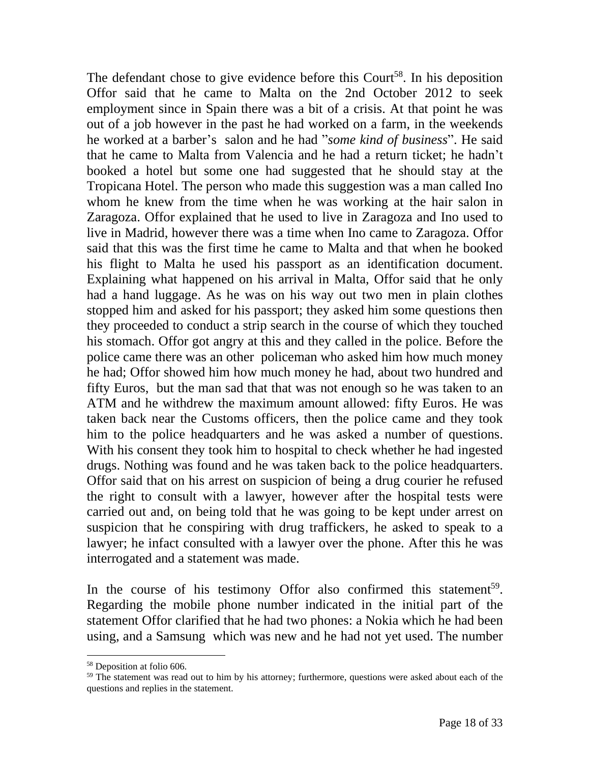The defendant chose to give evidence before this Court[58]. In his deposition Offor said that he came to Malta on the 2nd October 2012 to seek employment since in Spain there was a bit of a crisis. At that point he was out of a job however in the past he had worked on a farm, in the weekends he worked at a barber's salon and he had "*some kind of business*". He said that he came to Malta from Valencia and he had a return ticket; he hadn't booked a hotel but some one had suggested that he should stay at the Tropicana Hotel. The person who made this suggestion was a man called Ino whom he knew from the time when he was working at the hair salon in Zaragoza. Offor explained that he used to live in Zaragoza and Ino used to live in Madrid, however there was a time when Ino came to Zaragoza. Offor said that this was the first time he came to Malta and that when he booked his flight to Malta he used his passport as an identification document. Explaining what happened on his arrival in Malta, Offor said that he only had a hand luggage. As he was on his way out two men in plain clothes stopped him and asked for his passport; they asked him some questions then they proceeded to conduct a strip search in the course of which they touched his stomach. Offor got angry at this and they called in the police. Before the police came there was an other policeman who asked him how much money he had; Offor showed him how much money he had, about two hundred and fifty Euros, but the man sad that that was not enough so he was taken to an ATM and he withdrew the maximum amount allowed: fifty Euros. He was taken back near the Customs officers, then the police came and they took him to the police headquarters and he was asked a number of questions. With his consent they took him to hospital to check whether he had ingested drugs. Nothing was found and he was taken back to the police headquarters. Offor said that on his arrest on suspicion of being a drug courier he refused the right to consult with a lawyer, however after the hospital tests were carried out and, on being told that he was going to be kept under arrest on suspicion that he conspiring with drug traffickers, he asked to speak to a lawyer; he infact consulted with a lawyer over the phone. After this he was interrogated and a statement was made.

In the course of his testimony Offor also confirmed this statement[59]. Regarding the mobile phone number indicated in the initial part of the statement Offor clarified that he had two phones: a Nokia which he had been using, and a Samsung which was new and he had not yet used. The number

[58] Deposition at folio 606.

[59] The statement was read out to him by his attorney; furthermore, questions were asked about each of the questions and replies in the statement.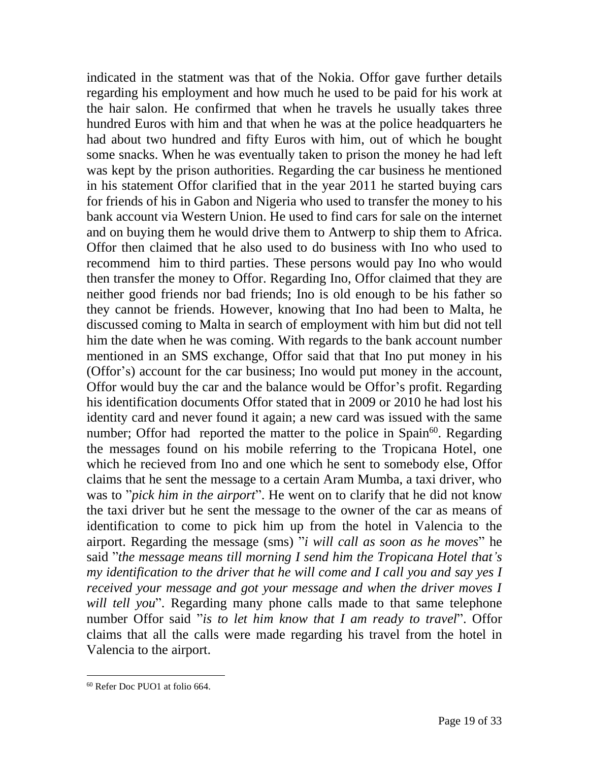indicated in the statment was that of the Nokia. Offor gave further details regarding his employment and how much he used to be paid for his work at the hair salon. He confirmed that when he travels he usually takes three hundred Euros with him and that when he was at the police headquarters he had about two hundred and fifty Euros with him, out of which he bought some snacks. When he was eventually taken to prison the money he had left was kept by the prison authorities. Regarding the car business he mentioned in his statement Offor clarified that in the year 2011 he started buying cars for friends of his in Gabon and Nigeria who used to transfer the money to his bank account via Western Union. He used to find cars for sale on the internet and on buying them he would drive them to Antwerp to ship them to Africa. Offor then claimed that he also used to do business with Ino who used to recommend him to third parties. These persons would pay Ino who would then transfer the money to Offor. Regarding Ino, Offor claimed that they are neither good friends nor bad friends; Ino is old enough to be his father so they cannot be friends. However, knowing that Ino had been to Malta, he discussed coming to Malta in search of employment with him but did not tell him the date when he was coming. With regards to the bank account number mentioned in an SMS exchange, Offor said that that Ino put money in his (Offor's) account for the car business; Ino would put money in the account, Offor would buy the car and the balance would be Offor's profit. Regarding his identification documents Offor stated that in 2009 or 2010 he had lost his identity card and never found it again; a new card was issued with the same number; Offor had reported the matter to the police in Spain[60]. Regarding the messages found on his mobile referring to the Tropicana Hotel, one which he recieved from Ino and one which he sent to somebody else, Offor claims that he sent the message to a certain Aram Mumba, a taxi driver, who was to "*pick him in the airport*". He went on to clarify that he did not know the taxi driver but he sent the message to the owner of the car as means of identification to come to pick him up from the hotel in Valencia to the airport. Regarding the message (sms) "*i will call as soon as he moves*" he said "*the message means till morning I send him the Tropicana Hotel that's my identification to the driver that he will come and I call you and say yes I received your message and got your message and when the driver moves I will tell you*". Regarding many phone calls made to that same telephone number Offor said "*is to let him know that I am ready to travel*". Offor claims that all the calls were made regarding his travel from the hotel in Valencia to the airport.

---

[60] Refer Doc PUO1 at folio 664.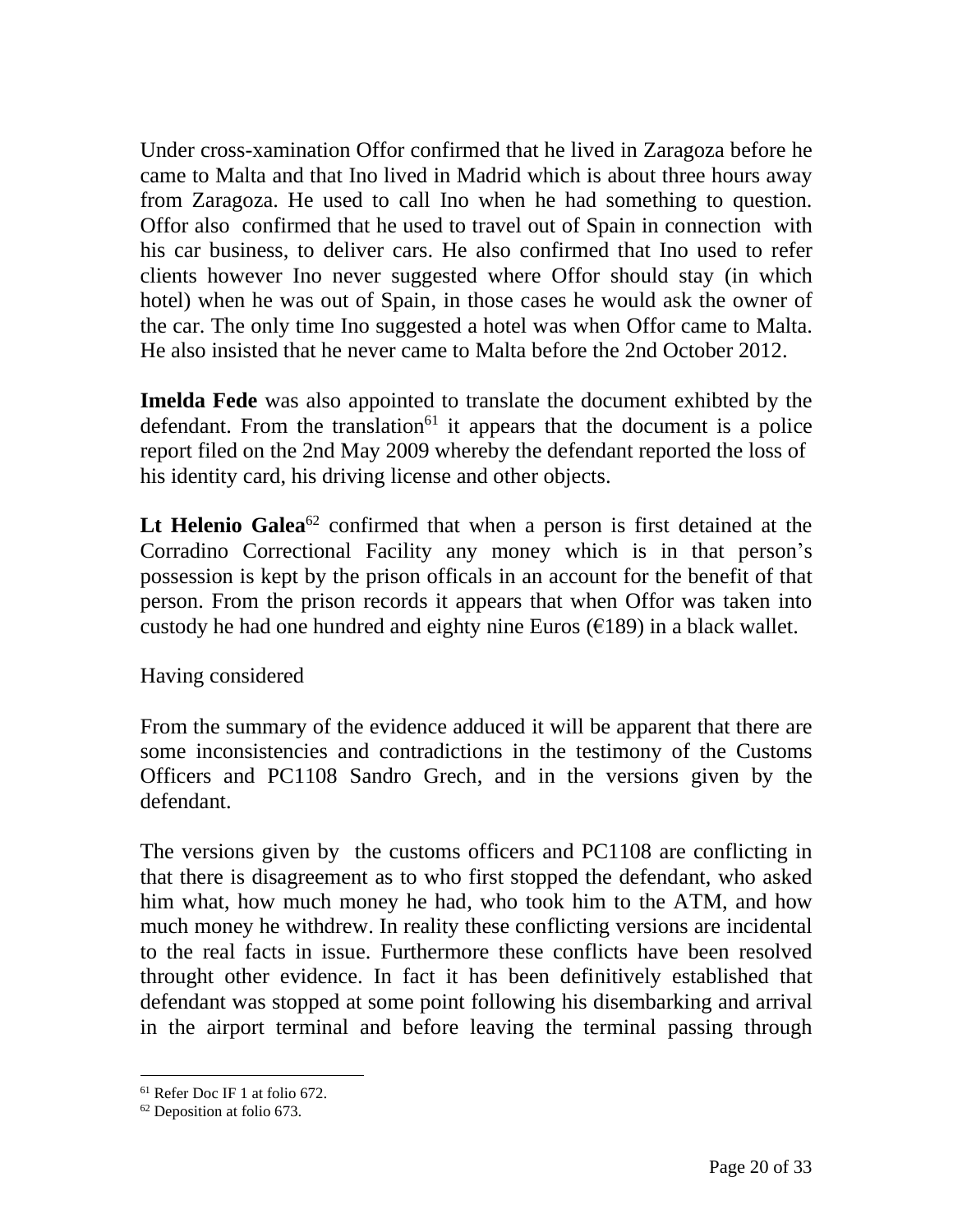Under cross-xamination Offor confirmed that he lived in Zaragoza before he came to Malta and that Ino lived in Madrid which is about three hours away from Zaragoza. He used to call Ino when he had something to question. Offor also confirmed that he used to travel out of Spain in connection with his car business, to deliver cars. He also confirmed that Ino used to refer clients however Ino never suggested where Offor should stay (in which hotel) when he was out of Spain, in those cases he would ask the owner of the car. The only time Ino suggested a hotel was when Offor came to Malta. He also insisted that he never came to Malta before the 2nd October 2012.

**Imelda Fede** was also appointed to translate the document exhibted by the defendant. From the translation[61] it appears that the document is a police report filed on the 2nd May 2009 whereby the defendant reported the loss of his identity card, his driving license and other objects.

**Lt Helenio Galea**[62] confirmed that when a person is first detained at the Corradino Correctional Facility any money which is in that person's possession is kept by the prison officals in an account for the benefit of that person. From the prison records it appears that when Offor was taken into custody he had one hundred and eighty nine Euros (€189) in a black wallet.

Having considered

From the summary of the evidence adduced it will be apparent that there are some inconsistencies and contradictions in the testimony of the Customs Officers and PC1108 Sandro Grech, and in the versions given by the defendant.

The versions given by the customs officers and PC1108 are conflicting in that there is disagreement as to who first stopped the defendant, who asked him what, how much money he had, who took him to the ATM, and how much money he withdrew. In reality these conflicting versions are incidental to the real facts in issue. Furthermore these conflicts have been resolved throught other evidence. In fact it has been definitively established that defendant was stopped at some point following his disembarking and arrival in the airport terminal and before leaving the terminal passing through

[61] Refer Doc IF 1 at folio 672.

[62] Deposition at folio 673.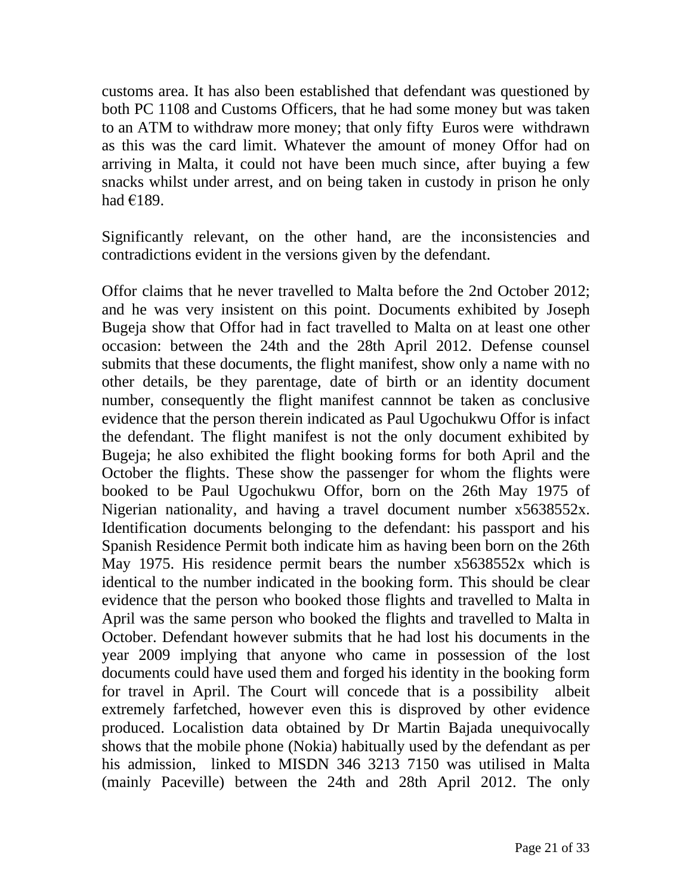customs area. It has also been established that defendant was questioned by both PC 1108 and Customs Officers, that he had some money but was taken to an ATM to withdraw more money; that only fifty Euros were withdrawn as this was the card limit. Whatever the amount of money Offor had on arriving in Malta, it could not have been much since, after buying a few snacks whilst under arrest, and on being taken in custody in prison he only had €189.

Significantly relevant, on the other hand, are the inconsistencies and contradictions evident in the versions given by the defendant.

Offor claims that he never travelled to Malta before the 2nd October 2012; and he was very insistent on this point. Documents exhibited by Joseph Bugeja show that Offor had in fact travelled to Malta on at least one other occasion: between the 24th and the 28th April 2012. Defense counsel submits that these documents, the flight manifest, show only a name with no other details, be they parentage, date of birth or an identity document number, consequently the flight manifest cannnot be taken as conclusive evidence that the person therein indicated as Paul Ugochukwu Offor is infact the defendant. The flight manifest is not the only document exhibited by Bugeja; he also exhibited the flight booking forms for both April and the October the flights. These show the passenger for whom the flights were booked to be Paul Ugochukwu Offor, born on the 26th May 1975 of Nigerian nationality, and having a travel document number x5638552x. Identification documents belonging to the defendant: his passport and his Spanish Residence Permit both indicate him as having been born on the 26th May 1975. His residence permit bears the number x5638552x which is identical to the number indicated in the booking form. This should be clear evidence that the person who booked those flights and travelled to Malta in April was the same person who booked the flights and travelled to Malta in October. Defendant however submits that he had lost his documents in the year 2009 implying that anyone who came in possession of the lost documents could have used them and forged his identity in the booking form for travel in April. The Court will concede that is a possibility albeit extremely farfetched, however even this is disproved by other evidence produced. Localistion data obtained by Dr Martin Bajada unequivocally shows that the mobile phone (Nokia) habitually used by the defendant as per his admission, linked to MISDN 346 3213 7150 was utilised in Malta (mainly Paceville) between the 24th and 28th April 2012. The only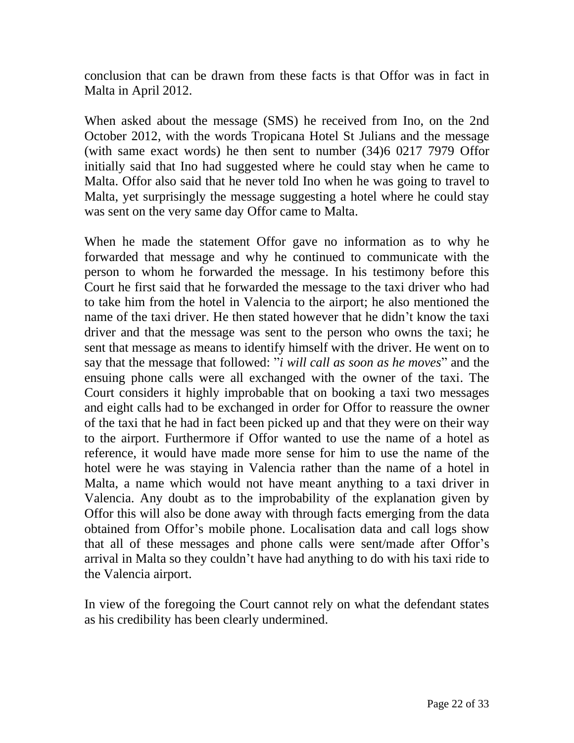conclusion that can be drawn from these facts is that Offor was in fact in Malta in April 2012.

When asked about the message (SMS) he received from Ino, on the 2nd October 2012, with the words Tropicana Hotel St Julians and the message (with same exact words) he then sent to number (34)6 0217 7979 Offor initially said that Ino had suggested where he could stay when he came to Malta. Offor also said that he never told Ino when he was going to travel to Malta, yet surprisingly the message suggesting a hotel where he could stay was sent on the very same day Offor came to Malta.

When he made the statement Offor gave no information as to why he forwarded that message and why he continued to communicate with the person to whom he forwarded the message. In his testimony before this Court he first said that he forwarded the message to the taxi driver who had to take him from the hotel in Valencia to the airport; he also mentioned the name of the taxi driver. He then stated however that he didn't know the taxi driver and that the message was sent to the person who owns the taxi; he sent that message as means to identify himself with the driver. He went on to say that the message that followed: "*i will call as soon as he moves*" and the ensuing phone calls were all exchanged with the owner of the taxi. The Court considers it highly improbable that on booking a taxi two messages and eight calls had to be exchanged in order for Offor to reassure the owner of the taxi that he had in fact been picked up and that they were on their way to the airport. Furthermore if Offor wanted to use the name of a hotel as reference, it would have made more sense for him to use the name of the hotel were he was staying in Valencia rather than the name of a hotel in Malta, a name which would not have meant anything to a taxi driver in Valencia. Any doubt as to the improbability of the explanation given by Offor this will also be done away with through facts emerging from the data obtained from Offor's mobile phone. Localisation data and call logs show that all of these messages and phone calls were sent/made after Offor's arrival in Malta so they couldn't have had anything to do with his taxi ride to the Valencia airport.

In view of the foregoing the Court cannot rely on what the defendant states as his credibility has been clearly undermined.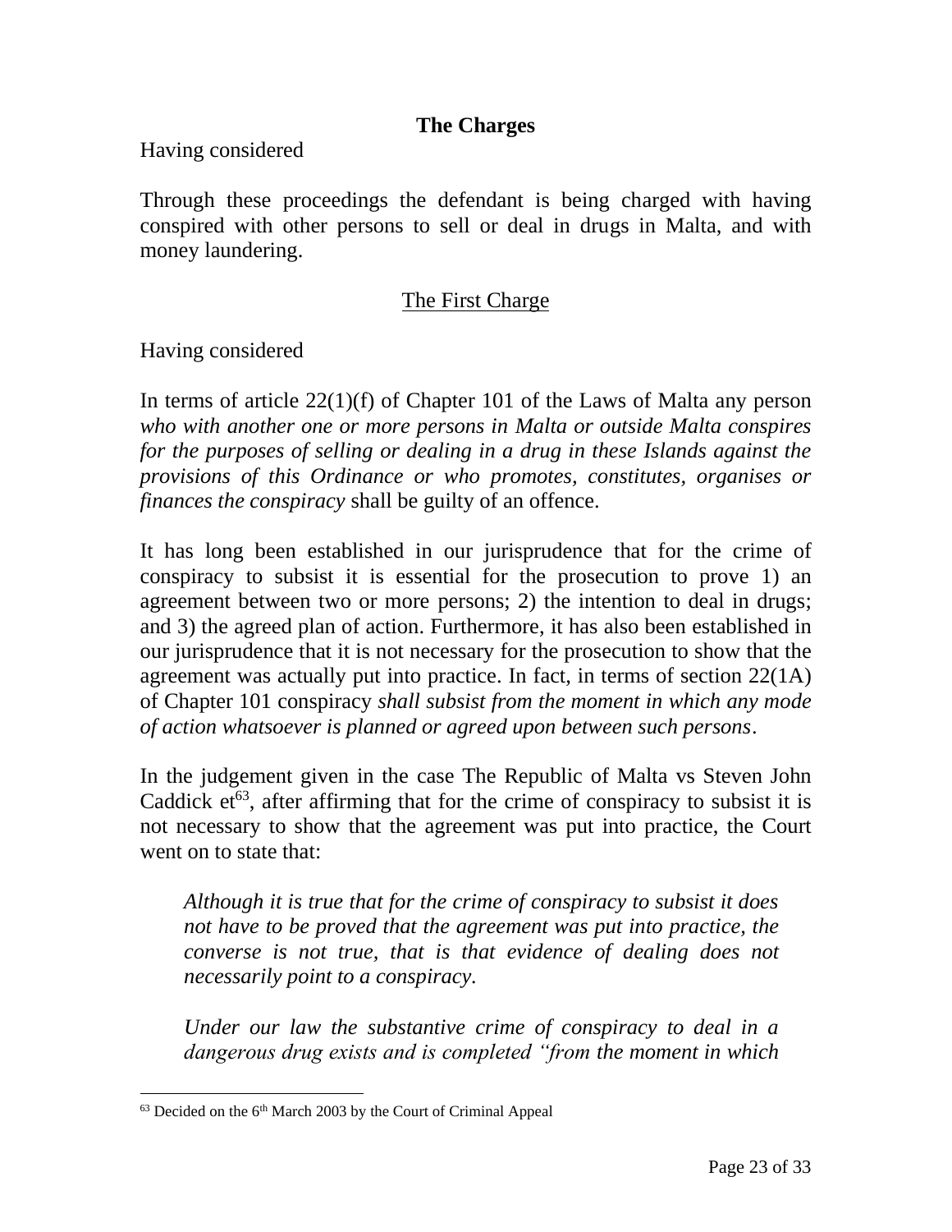**The Charges**

Having considered

Through these proceedings the defendant is being charged with having conspired with other persons to sell or deal in drugs in Malta, and with money laundering.

The First Charge

Having considered

In terms of article 22(1)(f) of Chapter 101 of the Laws of Malta any person *who with another one or more persons in Malta or outside Malta conspires for the purposes of selling or dealing in a drug in these Islands against the provisions of this Ordinance or who promotes, constitutes, organises or finances the conspiracy* shall be guilty of an offence.

It has long been established in our jurisprudence that for the crime of conspiracy to subsist it is essential for the prosecution to prove 1) an agreement between two or more persons; 2) the intention to deal in drugs; and 3) the agreed plan of action. Furthermore, it has also been established in our jurisprudence that it is not necessary for the prosecution to show that the agreement was actually put into practice. In fact, in terms of section 22(1A) of Chapter 101 conspiracy *shall subsist from the moment in which any mode of action whatsoever is planned or agreed upon between such persons*.

In the judgement given in the case The Republic of Malta vs Steven John Caddick et[63], after affirming that for the crime of conspiracy to subsist it is not necessary to show that the agreement was put into practice, the Court went on to state that:

> *Although it is true that for the crime of conspiracy to subsist it does not have to be proved that the agreement was put into practice, the converse is not true, that is that evidence of dealing does not necessarily point to a conspiracy.*
>
> *Under our law the substantive crime of conspiracy to deal in a dangerous drug exists and is completed "from the moment in which*

[63] Decided on the 6th March 2003 by the Court of Criminal Appeal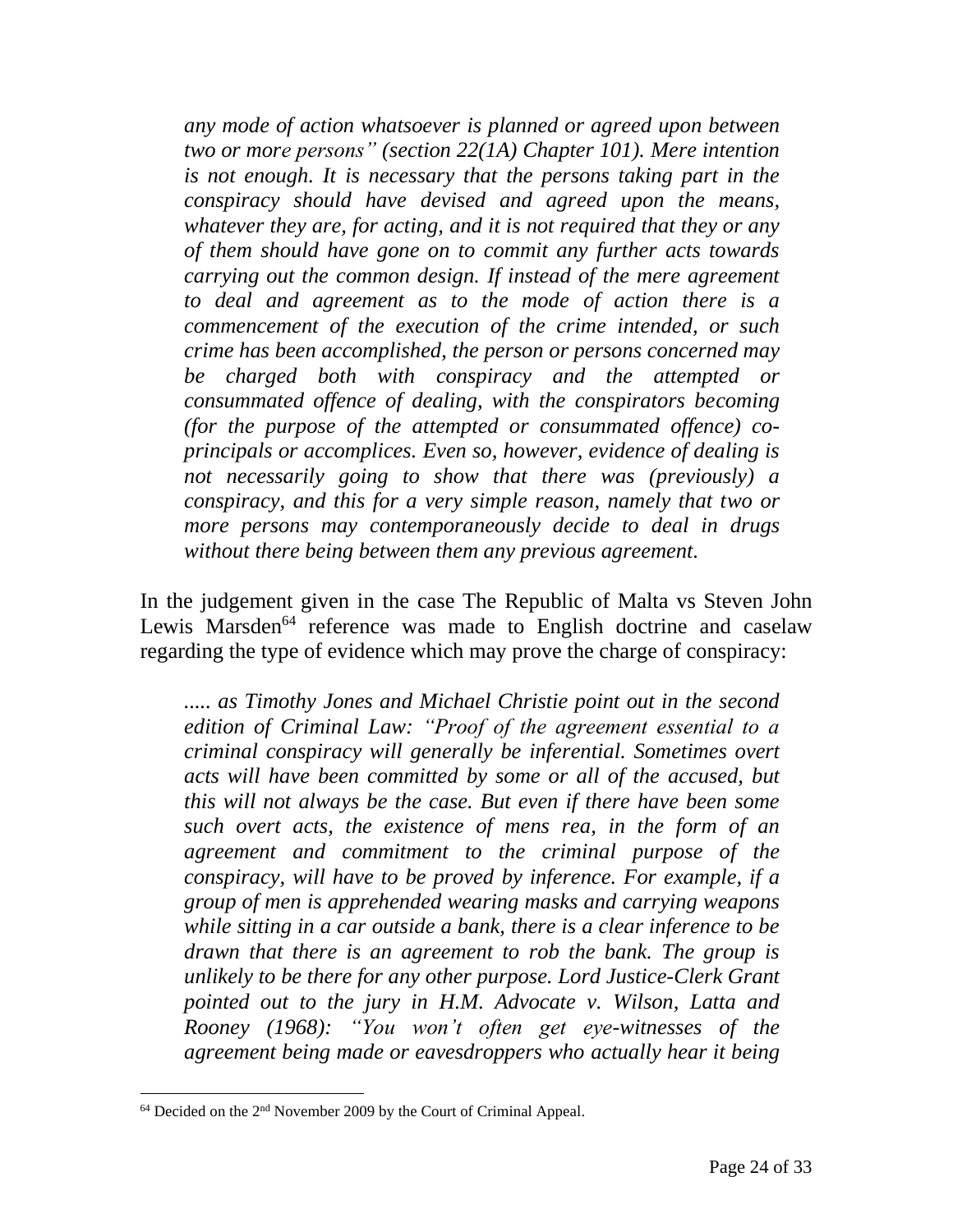> *any mode of action whatsoever is planned or agreed upon between two or more persons" (section 22(1A) Chapter 101). Mere intention is not enough. It is necessary that the persons taking part in the conspiracy should have devised and agreed upon the means, whatever they are, for acting, and it is not required that they or any of them should have gone on to commit any further acts towards carrying out the common design. If instead of the mere agreement to deal and agreement as to the mode of action there is a commencement of the execution of the crime intended, or such crime has been accomplished, the person or persons concerned may be charged both with conspiracy and the attempted or consummated offence of dealing, with the conspirators becoming (for the purpose of the attempted or consummated offence) co-principals or accomplices. Even so, however, evidence of dealing is not necessarily going to show that there was (previously) a conspiracy, and this for a very simple reason, namely that two or more persons may contemporaneously decide to deal in drugs without there being between them any previous agreement.*

In the judgement given in the case The Republic of Malta vs Steven John Lewis Marsden[64] reference was made to English doctrine and caselaw regarding the type of evidence which may prove the charge of conspiracy:

> *..... as Timothy Jones and Michael Christie point out in the second edition of Criminal Law: "Proof of the agreement essential to a criminal conspiracy will generally be inferential. Sometimes overt acts will have been committed by some or all of the accused, but this will not always be the case. But even if there have been some such overt acts, the existence of mens rea, in the form of an agreement and commitment to the criminal purpose of the conspiracy, will have to be proved by inference. For example, if a group of men is apprehended wearing masks and carrying weapons while sitting in a car outside a bank, there is a clear inference to be drawn that there is an agreement to rob the bank. The group is unlikely to be there for any other purpose. Lord Justice-Clerk Grant pointed out to the jury in H.M. Advocate v. Wilson, Latta and Rooney (1968): "You won't often get eye-witnesses of the agreement being made or eavesdroppers who actually hear it being*

[64] Decided on the 2nd November 2009 by the Court of Criminal Appeal.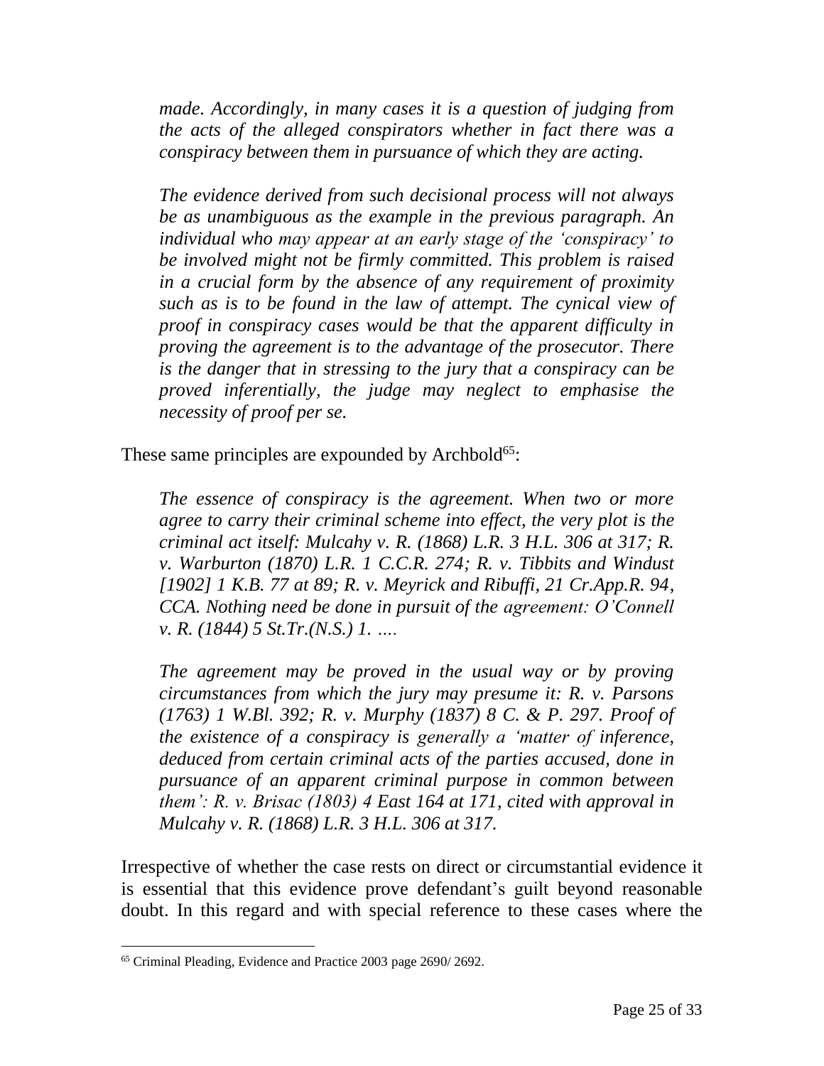> *made. Accordingly, in many cases it is a question of judging from the acts of the alleged conspirators whether in fact there was a conspiracy between them in pursuance of which they are acting.*
>
> *The evidence derived from such decisional process will not always be as unambiguous as the example in the previous paragraph. An individual who may appear at an early stage of the 'conspiracy' to be involved might not be firmly committed. This problem is raised in a crucial form by the absence of any requirement of proximity such as is to be found in the law of attempt. The cynical view of proof in conspiracy cases would be that the apparent difficulty in proving the agreement is to the advantage of the prosecutor. There is the danger that in stressing to the jury that a conspiracy can be proved inferentially, the judge may neglect to emphasise the necessity of proof per se.*

These same principles are expounded by Archbold[65]:

> *The essence of conspiracy is the agreement. When two or more agree to carry their criminal scheme into effect, the very plot is the criminal act itself: Mulcahy v. R. (1868) L.R. 3 H.L. 306 at 317; R. v. Warburton (1870) L.R. 1 C.C.R. 274; R. v. Tibbits and Windust [1902] 1 K.B. 77 at 89; R. v. Meyrick and Ribuffi, 21 Cr.App.R. 94, CCA. Nothing need be done in pursuit of the agreement: O'Connell v. R. (1844) 5 St.Tr.(N.S.) 1. ….*
>
> *The agreement may be proved in the usual way or by proving circumstances from which the jury may presume it: R. v. Parsons (1763) 1 W.Bl. 392; R. v. Murphy (1837) 8 C. & P. 297. Proof of the existence of a conspiracy is generally a 'matter of inference, deduced from certain criminal acts of the parties accused, done in pursuance of an apparent criminal purpose in common between them': R. v. Brisac (1803) 4 East 164 at 171, cited with approval in Mulcahy v. R. (1868) L.R. 3 H.L. 306 at 317.*

Irrespective of whether the case rests on direct or circumstantial evidence it is essential that this evidence prove defendant's guilt beyond reasonable doubt. In this regard and with special reference to these cases where the

---

[65] Criminal Pleading, Evidence and Practice 2003 page 2690/ 2692.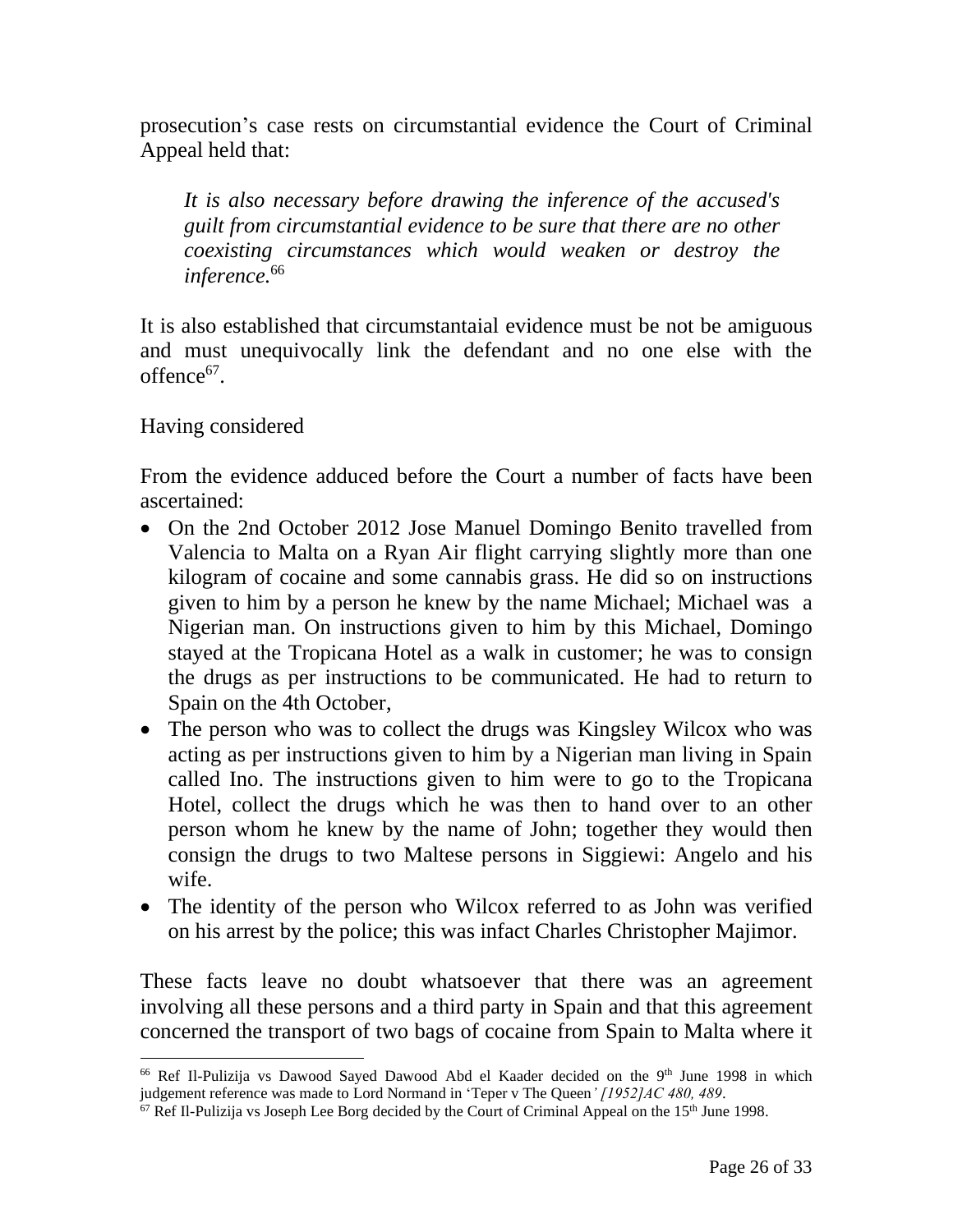prosecution's case rests on circumstantial evidence the Court of Criminal Appeal held that:

> *It is also necessary before drawing the inference of the accused's guilt from circumstantial evidence to be sure that there are no other coexisting circumstances which would weaken or destroy the inference.*[66]

It is also established that circumstantaial evidence must be not be amiguous and must unequivocally link the defendant and no one else with the offence[67].

Having considered

From the evidence adduced before the Court a number of facts have been ascertained:

- On the 2nd October 2012 Jose Manuel Domingo Benito travelled from Valencia to Malta on a Ryan Air flight carrying slightly more than one kilogram of cocaine and some cannabis grass. He did so on instructions given to him by a person he knew by the name Michael; Michael was a Nigerian man. On instructions given to him by this Michael, Domingo stayed at the Tropicana Hotel as a walk in customer; he was to consign the drugs as per instructions to be communicated. He had to return to Spain on the 4th October,
- The person who was to collect the drugs was Kingsley Wilcox who was acting as per instructions given to him by a Nigerian man living in Spain called Ino. The instructions given to him were to go to the Tropicana Hotel, collect the drugs which he was then to hand over to an other person whom he knew by the name of John; together they would then consign the drugs to two Maltese persons in Siggiewi: Angelo and his wife.
- The identity of the person who Wilcox referred to as John was verified on his arrest by the police; this was infact Charles Christopher Majimor.

These facts leave no doubt whatsoever that there was an agreement involving all these persons and a third party in Spain and that this agreement concerned the transport of two bags of cocaine from Spain to Malta where it

---

[66] Ref Il-Pulizija vs Dawood Sayed Dawood Abd el Kaader decided on the 9th June 1998 in which judgement reference was made to Lord Normand in 'Teper v The Queen*' [1952]AC 480, 489*.

[67] Ref Il-Pulizija vs Joseph Lee Borg decided by the Court of Criminal Appeal on the 15th June 1998.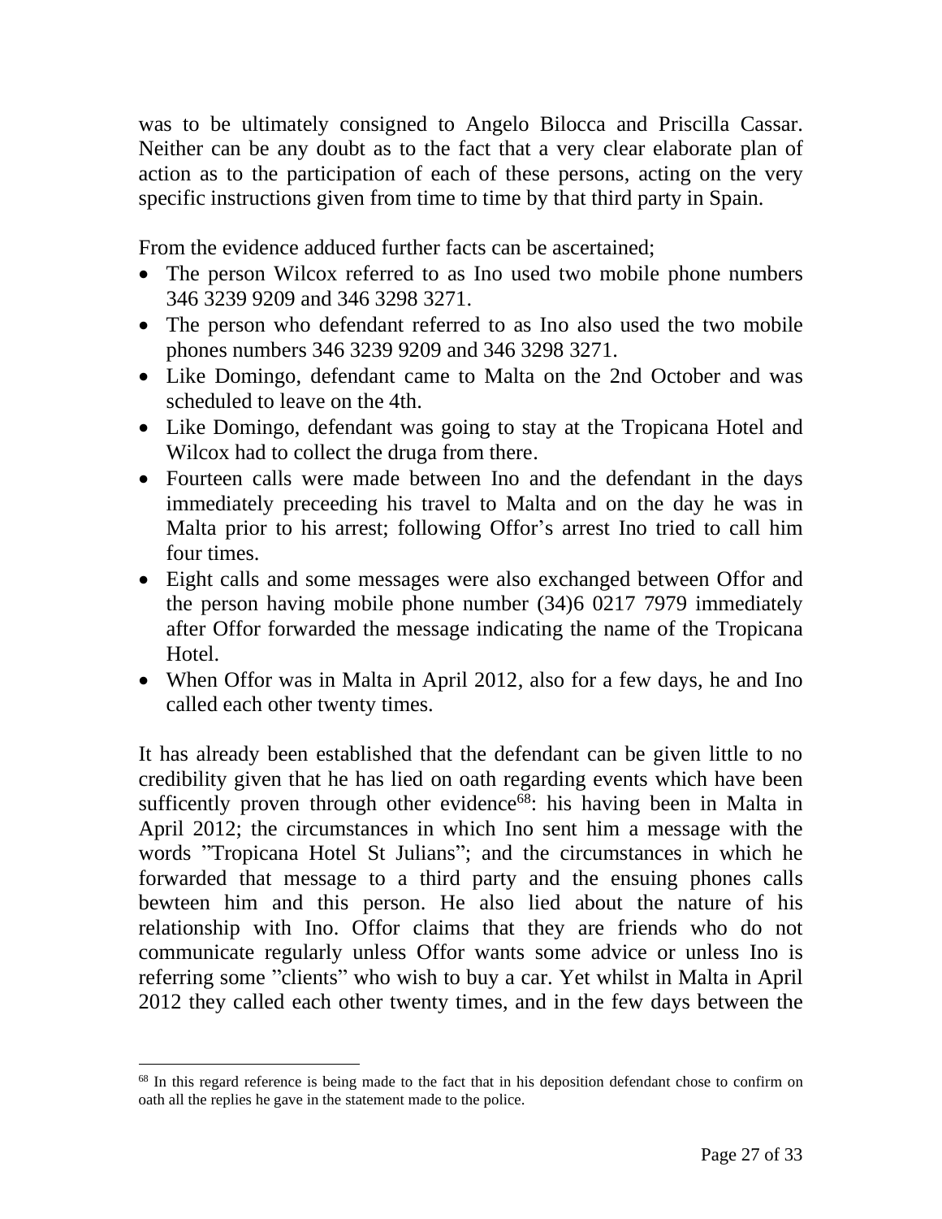was to be ultimately consigned to Angelo Bilocca and Priscilla Cassar. Neither can be any doubt as to the fact that a very clear elaborate plan of action as to the participation of each of these persons, acting on the very specific instructions given from time to time by that third party in Spain.

From the evidence adduced further facts can be ascertained;

- The person Wilcox referred to as Ino used two mobile phone numbers 346 3239 9209 and 346 3298 3271.
- The person who defendant referred to as Ino also used the two mobile phones numbers 346 3239 9209 and 346 3298 3271.
- Like Domingo, defendant came to Malta on the 2nd October and was scheduled to leave on the 4th.
- Like Domingo, defendant was going to stay at the Tropicana Hotel and Wilcox had to collect the druga from there.
- Fourteen calls were made between Ino and the defendant in the days immediately preceeding his travel to Malta and on the day he was in Malta prior to his arrest; following Offor's arrest Ino tried to call him four times.
- Eight calls and some messages were also exchanged between Offor and the person having mobile phone number (34)6 0217 7979 immediately after Offor forwarded the message indicating the name of the Tropicana Hotel.
- When Offor was in Malta in April 2012, also for a few days, he and Ino called each other twenty times.

It has already been established that the defendant can be given little to no credibility given that he has lied on oath regarding events which have been sufficently proven through other evidence[68]: his having been in Malta in April 2012; the circumstances in which Ino sent him a message with the words "Tropicana Hotel St Julians"; and the circumstances in which he forwarded that message to a third party and the ensuing phones calls bewteen him and this person. He also lied about the nature of his relationship with Ino. Offor claims that they are friends who do not communicate regularly unless Offor wants some advice or unless Ino is referring some "clients" who wish to buy a car. Yet whilst in Malta in April 2012 they called each other twenty times, and in the few days between the

[68] In this regard reference is being made to the fact that in his deposition defendant chose to confirm on oath all the replies he gave in the statement made to the police.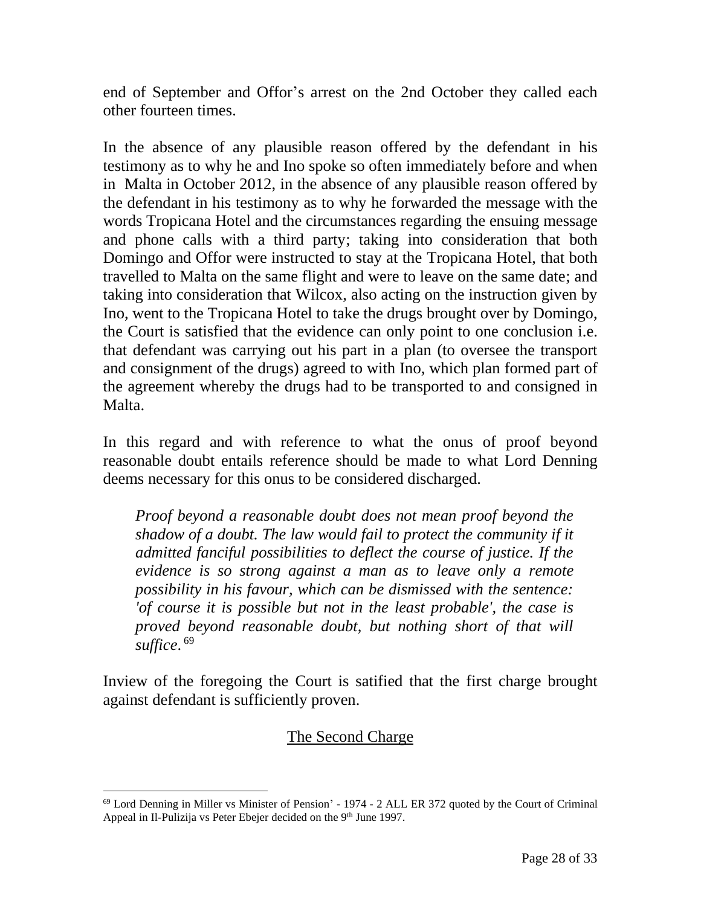end of September and Offor's arrest on the 2nd October they called each other fourteen times.

In the absence of any plausible reason offered by the defendant in his testimony as to why he and Ino spoke so often immediately before and when in Malta in October 2012, in the absence of any plausible reason offered by the defendant in his testimony as to why he forwarded the message with the words Tropicana Hotel and the circumstances regarding the ensuing message and phone calls with a third party; taking into consideration that both Domingo and Offor were instructed to stay at the Tropicana Hotel, that both travelled to Malta on the same flight and were to leave on the same date; and taking into consideration that Wilcox, also acting on the instruction given by Ino, went to the Tropicana Hotel to take the drugs brought over by Domingo, the Court is satisfied that the evidence can only point to one conclusion i.e. that defendant was carrying out his part in a plan (to oversee the transport and consignment of the drugs) agreed to with Ino, which plan formed part of the agreement whereby the drugs had to be transported to and consigned in Malta.

In this regard and with reference to what the onus of proof beyond reasonable doubt entails reference should be made to what Lord Denning deems necessary for this onus to be considered discharged.

> *Proof beyond a reasonable doubt does not mean proof beyond the shadow of a doubt. The law would fail to protect the community if it admitted fanciful possibilities to deflect the course of justice. If the evidence is so strong against a man as to leave only a remote possibility in his favour, which can be dismissed with the sentence: 'of course it is possible but not in the least probable', the case is proved beyond reasonable doubt, but nothing short of that will suffice.* [69]

Inview of the foregoing the Court is satified that the first charge brought against defendant is sufficiently proven.

## The Second Charge

---

[69] Lord Denning in Miller vs Minister of Pension' - 1974 - 2 ALL ER 372 quoted by the Court of Criminal Appeal in Il-Pulizija vs Peter Ebejer decided on the 9th June 1997.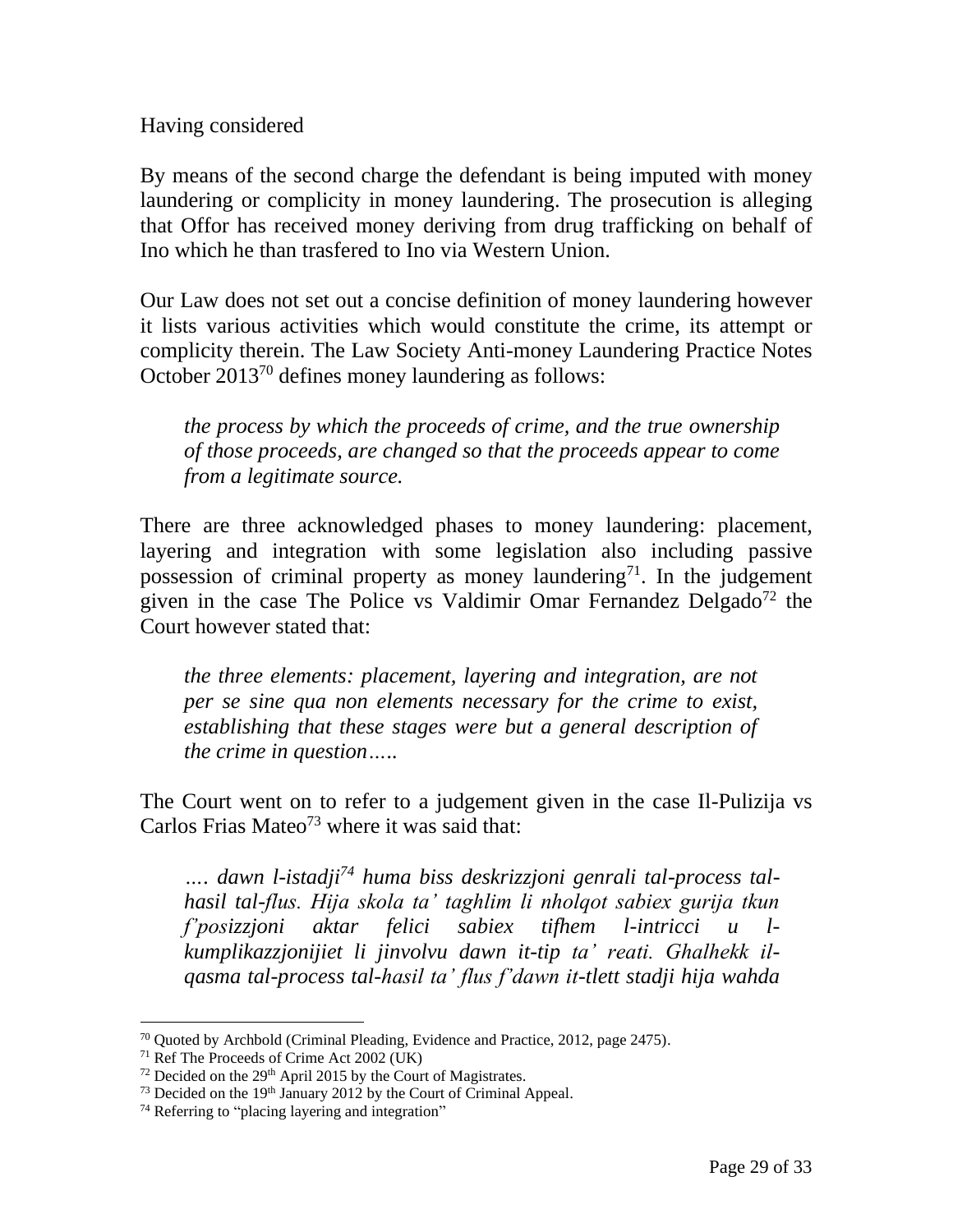Having considered

By means of the second charge the defendant is being imputed with money laundering or complicity in money laundering. The prosecution is alleging that Offor has received money deriving from drug trafficking on behalf of Ino which he than trasfered to Ino via Western Union.

Our Law does not set out a concise definition of money laundering however it lists various activities which would constitute the crime, its attempt or complicity therein. The Law Society Anti-money Laundering Practice Notes October 2013[70] defines money laundering as follows:

> *the process by which the proceeds of crime, and the true ownership of those proceeds, are changed so that the proceeds appear to come from a legitimate source.*

There are three acknowledged phases to money laundering: placement, layering and integration with some legislation also including passive possession of criminal property as money laundering[71]. In the judgement given in the case The Police vs Valdimir Omar Fernandez Delgado[72] the Court however stated that:

> *the three elements: placement, layering and integration, are not per se sine qua non elements necessary for the crime to exist, establishing that these stages were but a general description of the crime in question…..*

The Court went on to refer to a judgement given in the case Il-Pulizija vs Carlos Frias Mateo[73] where it was said that:

> *…. dawn l-istadji[74] huma biss deskrizzjoni genrali tal-process tal-hasil tal-flus. Hija skola ta' taghlim li nholqot sabiex gurija tkun f'posizzjoni aktar felici sabiex tifhem l-intricci u l-kumplikazzjonijiet li jinvolvu dawn it-tip ta' reati. Ghalhekk il-qasma tal-process tal-hasil ta' flus f'dawn it-tlett stadji hija wahda*

---

[70] Quoted by Archbold (Criminal Pleading, Evidence and Practice, 2012, page 2475).
[71] Ref The Proceeds of Crime Act 2002 (UK)
[72] Decided on the 29th April 2015 by the Court of Magistrates.
[73] Decided on the 19th January 2012 by the Court of Criminal Appeal.
[74] Referring to "placing layering and integration"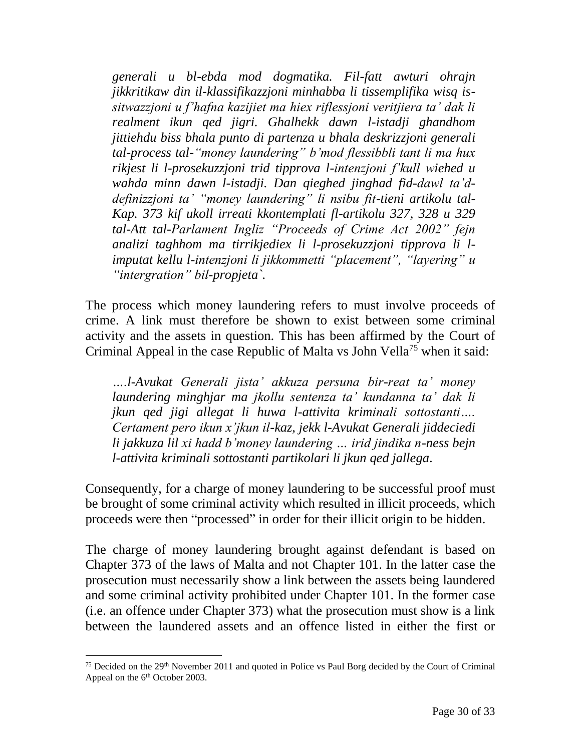*generali u bl-ebda mod dogmatika. Fil-fatt awturi ohrajn jikkritikaw din il-klassifikazzjoni minhabba li tissemplifika wisq is-sitwazzjoni u f'hafna kazijiet ma hiex riflessjoni veritjiera ta' dak li realment ikun qed jigri. Ghalhekk dawn l-istadji ghandhom jittiehdu biss bhala punto di partenza u bhala deskrizzjoni generali tal-process tal-"money laundering" b'mod flessibbli tant li ma hux rikjest li l-prosekuzzjoni trid tipprova l-intenzjoni f'kull wiehed u wahda minn dawn l-istadji. Dan qieghed jinghad fid-dawl ta'd-definizzjoni ta' "money laundering" li nsibu fit-tieni artikolu tal-Kap. 373 kif ukoll irreati kkontemplati fl-artikolu 327, 328 u 329 tal-Att tal-Parlament Ingliz "Proceeds of Crime Act 2002" fejn analizi taghhom ma tirrikjediex li l-prosekuzzjoni tipprova li l-imputat kellu l-intenzjoni li jikkommetti "placement", "layering" u "intergration" bil-propjeta`.*

The process which money laundering refers to must involve proceeds of crime. A link must therefore be shown to exist between some criminal activity and the assets in question. This has been affirmed by the Court of Criminal Appeal in the case Republic of Malta vs John Vella[75] when it said:

*….l-Avukat Generali jista' akkuza persuna bir-reat ta' money laundering minghjar ma jkollu sentenza ta' kundanna ta' dak li jkun qed jigi allegat li huwa l-attivita kriminali sottostanti…. Certament pero ikun x'jkun il-kaz, jekk l-Avukat Generali jiddeciedi li jakkuza lil xi hadd b'money laundering … irid jindika n-ness bejn l-attivita kriminali sottostanti partikolari li jkun qed jallega.*

Consequently, for a charge of money laundering to be successful proof must be brought of some criminal activity which resulted in illicit proceeds, which proceeds were then "processed" in order for their illicit origin to be hidden.

The charge of money laundering brought against defendant is based on Chapter 373 of the laws of Malta and not Chapter 101. In the latter case the prosecution must necessarily show a link between the assets being laundered and some criminal activity prohibited under Chapter 101. In the former case (i.e. an offence under Chapter 373) what the prosecution must show is a link between the laundered assets and an offence listed in either the first or

[75] Decided on the 29th November 2011 and quoted in Police vs Paul Borg decided by the Court of Criminal Appeal on the 6th October 2003.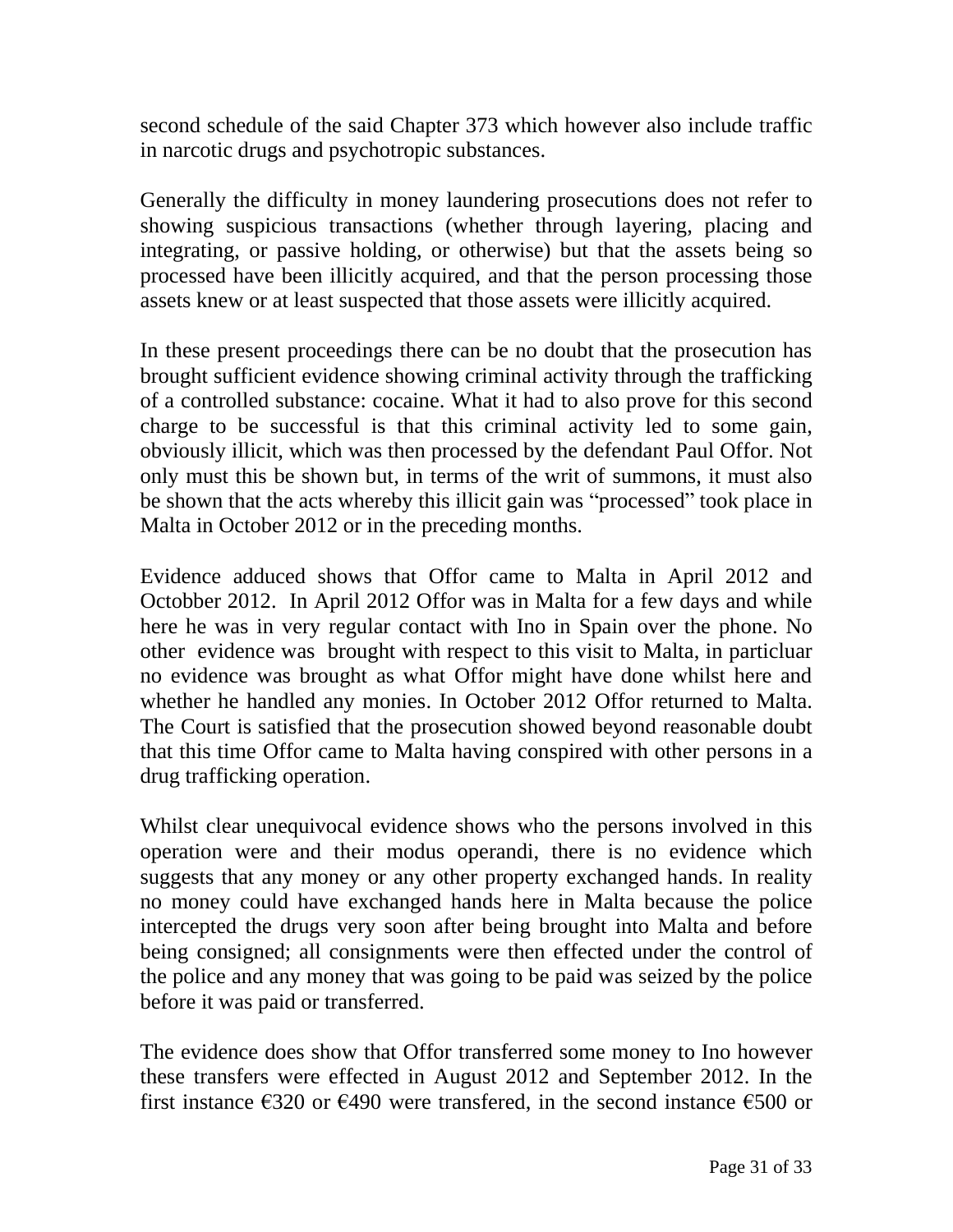second schedule of the said Chapter 373 which however also include traffic in narcotic drugs and psychotropic substances.

Generally the difficulty in money laundering prosecutions does not refer to showing suspicious transactions (whether through layering, placing and integrating, or passive holding, or otherwise) but that the assets being so processed have been illicitly acquired, and that the person processing those assets knew or at least suspected that those assets were illicitly acquired.

In these present proceedings there can be no doubt that the prosecution has brought sufficient evidence showing criminal activity through the trafficking of a controlled substance: cocaine. What it had to also prove for this second charge to be successful is that this criminal activity led to some gain, obviously illicit, which was then processed by the defendant Paul Offor. Not only must this be shown but, in terms of the writ of summons, it must also be shown that the acts whereby this illicit gain was "processed" took place in Malta in October 2012 or in the preceding months.

Evidence adduced shows that Offor came to Malta in April 2012 and Octobber 2012. In April 2012 Offor was in Malta for a few days and while here he was in very regular contact with Ino in Spain over the phone. No other evidence was brought with respect to this visit to Malta, in particluar no evidence was brought as what Offor might have done whilst here and whether he handled any monies. In October 2012 Offor returned to Malta. The Court is satisfied that the prosecution showed beyond reasonable doubt that this time Offor came to Malta having conspired with other persons in a drug trafficking operation.

Whilst clear unequivocal evidence shows who the persons involved in this operation were and their modus operandi, there is no evidence which suggests that any money or any other property exchanged hands. In reality no money could have exchanged hands here in Malta because the police intercepted the drugs very soon after being brought into Malta and before being consigned; all consignments were then effected under the control of the police and any money that was going to be paid was seized by the police before it was paid or transferred.

The evidence does show that Offor transferred some money to Ino however these transfers were effected in August 2012 and September 2012. In the first instance €320 or €490 were transfered, in the second instance €500 or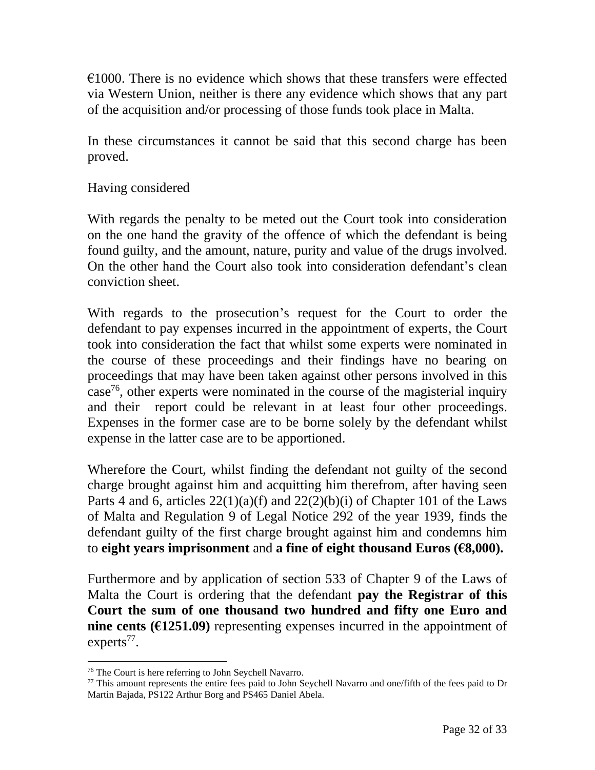€1000. There is no evidence which shows that these transfers were effected via Western Union, neither is there any evidence which shows that any part of the acquisition and/or processing of those funds took place in Malta.

In these circumstances it cannot be said that this second charge has been proved.

Having considered

With regards the penalty to be meted out the Court took into consideration on the one hand the gravity of the offence of which the defendant is being found guilty, and the amount, nature, purity and value of the drugs involved. On the other hand the Court also took into consideration defendant's clean conviction sheet.

With regards to the prosecution's request for the Court to order the defendant to pay expenses incurred in the appointment of experts, the Court took into consideration the fact that whilst some experts were nominated in the course of these proceedings and their findings have no bearing on proceedings that may have been taken against other persons involved in this case[76], other experts were nominated in the course of the magisterial inquiry and their report could be relevant in at least four other proceedings. Expenses in the former case are to be borne solely by the defendant whilst expense in the latter case are to be apportioned.

Wherefore the Court, whilst finding the defendant not guilty of the second charge brought against him and acquitting him therefrom, after having seen Parts 4 and 6, articles 22(1)(a)(f) and 22(2)(b)(i) of Chapter 101 of the Laws of Malta and Regulation 9 of Legal Notice 292 of the year 1939, finds the defendant guilty of the first charge brought against him and condemns him to **eight years imprisonment** and **a fine of eight thousand Euros (€8,000).**

Furthermore and by application of section 533 of Chapter 9 of the Laws of Malta the Court is ordering that the defendant **pay the Registrar of this Court the sum of one thousand two hundred and fifty one Euro and nine cents (€1251.09)** representing expenses incurred in the appointment of experts[77].

---

[76] The Court is here referring to John Seychell Navarro.

[77] This amount represents the entire fees paid to John Seychell Navarro and one/fifth of the fees paid to Dr Martin Bajada, PS122 Arthur Borg and PS465 Daniel Abela.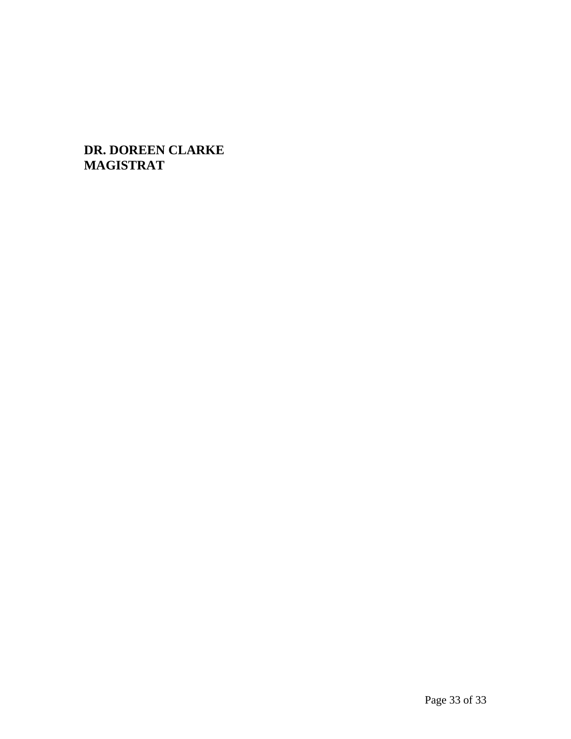**DR. DOREEN CLARKE**
**MAGISTRAT**